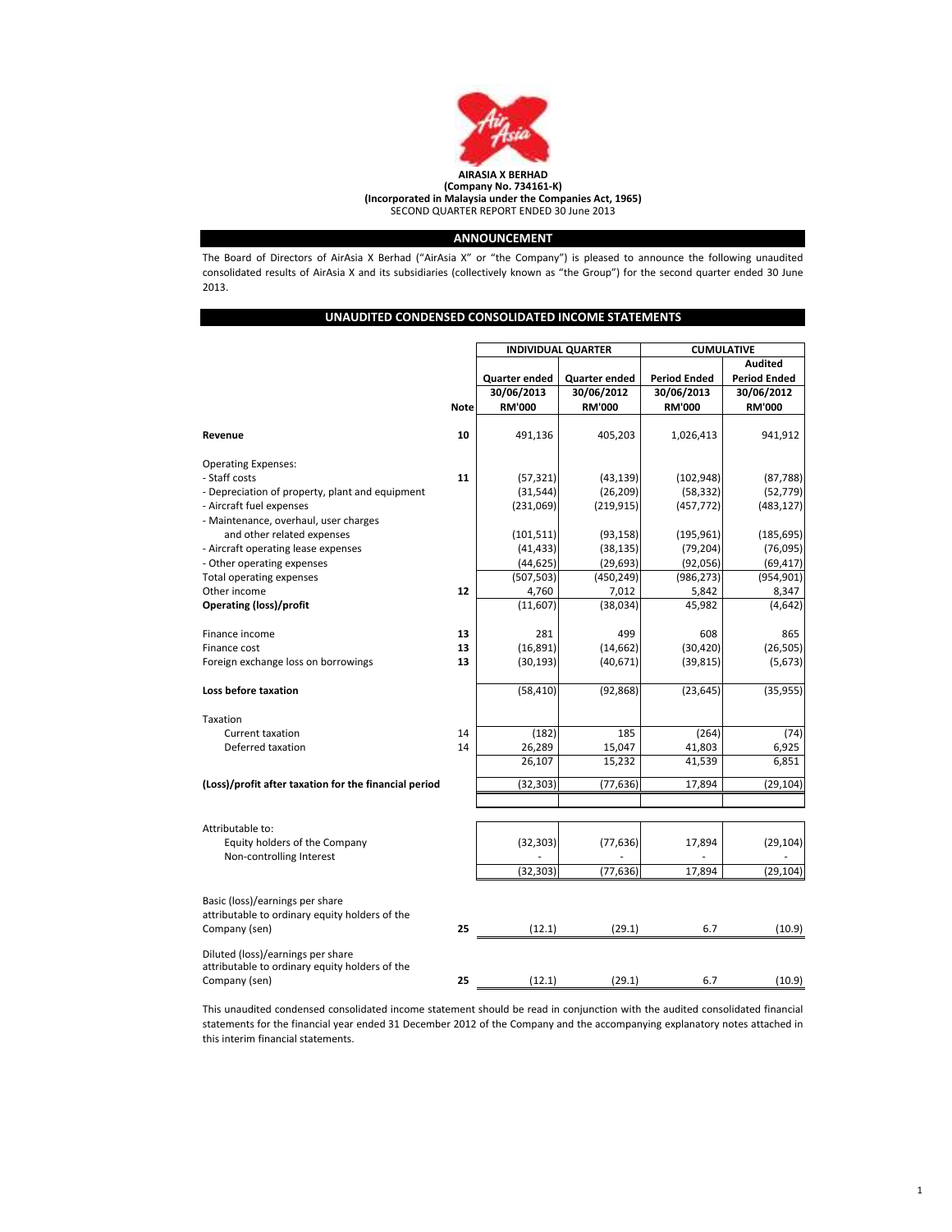**AIRASIA X BERHAD**
**(Company No. 734161-K)**
**(Incorporated in Malaysia under the Companies Act, 1965)**
SECOND QUARTER REPORT ENDED 30 June 2013

## ANNOUNCEMENT

The Board of Directors of AirAsia X Berhad ("AirAsia X" or "the Company") is pleased to announce the following unaudited consolidated results of AirAsia X and its subsidiaries (collectively known as "the Group") for the second quarter ended 30 June 2013.

## UNAUDITED CONDENSED CONSOLIDATED INCOME STATEMENTS

| | | INDIVIDUAL QUARTER | | CUMULATIVE | |
|---|---|---|---|---|---|
| | | | | | Audited |
| | | Quarter ended | Quarter ended | Period Ended | Period Ended |
| | | 30/06/2013 | 30/06/2012 | 30/06/2013 | 30/06/2012 |
| | Note | RM'000 | RM'000 | RM'000 | RM'000 |
| **Revenue** | 10 | 491,136 | 405,203 | 1,026,413 | 941,912 |
| Operating Expenses: | | | | | |
| - Staff costs | 11 | (57,321) | (43,139) | (102,948) | (87,788) |
| - Depreciation of property, plant and equipment | | (31,544) | (26,209) | (58,332) | (52,779) |
| - Aircraft fuel expenses | | (231,069) | (219,915) | (457,772) | (483,127) |
| - Maintenance, overhaul, user charges and other related expenses | | (101,511) | (93,158) | (195,961) | (185,695) |
| - Aircraft operating lease expenses | | (41,433) | (38,135) | (79,204) | (76,095) |
| - Other operating expenses | | (44,625) | (29,693) | (92,056) | (69,417) |
| Total operating expenses | | (507,503) | (450,249) | (986,273) | (954,901) |
| Other income | 12 | 4,760 | 7,012 | 5,842 | 8,347 |
| **Operating (loss)/profit** | | (11,607) | (38,034) | 45,982 | (4,642) |
| Finance income | 13 | 281 | 499 | 608 | 865 |
| Finance cost | 13 | (16,891) | (14,662) | (30,420) | (26,505) |
| Foreign exchange loss on borrowings | 13 | (30,193) | (40,671) | (39,815) | (5,673) |
| **Loss before taxation** | | (58,410) | (92,868) | (23,645) | (35,955) |
| Taxation | | | | | |
| Current taxation | 14 | (182) | 185 | (264) | (74) |
| Deferred taxation | 14 | 26,289 | 15,047 | 41,803 | 6,925 |
| | | 26,107 | 15,232 | 41,539 | 6,851 |
| **(Loss)/profit after taxation for the financial period** | | (32,303) | (77,636) | 17,894 | (29,104) |
| Attributable to: | | | | | |
| Equity holders of the Company | | (32,303) | (77,636) | 17,894 | (29,104) |
| Non-controlling Interest | | - | - | - | - |
| | | (32,303) | (77,636) | 17,894 | (29,104) |
| Basic (loss)/earnings per share attributable to ordinary equity holders of the Company (sen) | 25 | (12.1) | (29.1) | 6.7 | (10.9) |
| Diluted (loss)/earnings per share attributable to ordinary equity holders of the Company (sen) | 25 | (12.1) | (29.1) | 6.7 | (10.9) |

This unaudited condensed consolidated income statement should be read in conjunction with the audited consolidated financial statements for the financial year ended 31 December 2012 of the Company and the accompanying explanatory notes attached in this interim financial statements.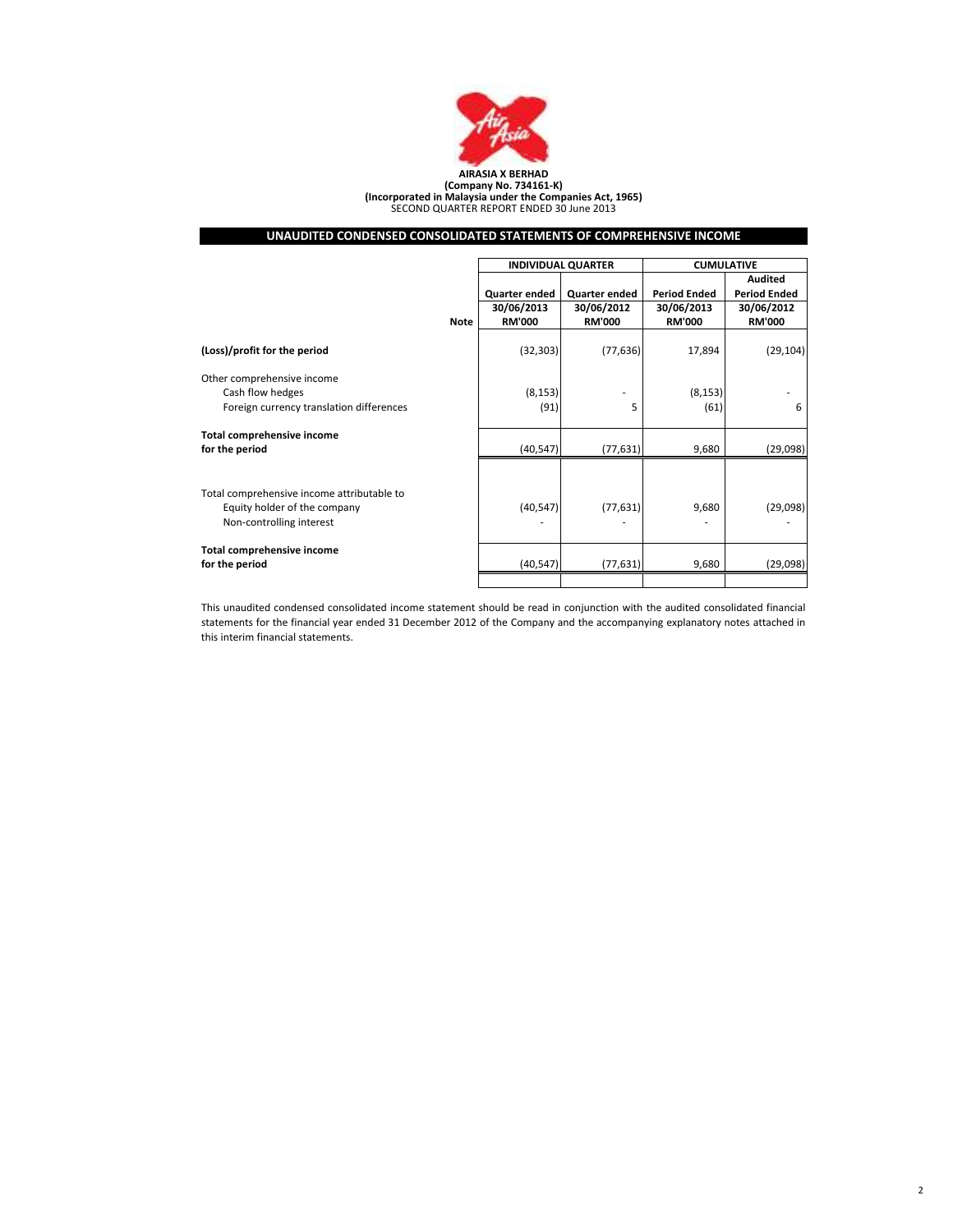**AIRASIA X BERHAD**
**(Company No. 734161-K)**
**(Incorporated in Malaysia under the Companies Act, 1965)**
SECOND QUARTER REPORT ENDED 30 June 2013

## UNAUDITED CONDENSED CONSOLIDATED STATEMENTS OF COMPREHENSIVE INCOME

| | Note | INDIVIDUAL QUARTER | | CUMULATIVE | |
|---|---|---|---|---|---|
| | | Quarter ended 30/06/2013 RM'000 | Quarter ended 30/06/2012 RM'000 | Period Ended 30/06/2013 RM'000 | Audited Period Ended 30/06/2012 RM'000 |
| **(Loss)/profit for the period** | | (32,303) | (77,636) | 17,894 | (29,104) |
| Other comprehensive income | | | | | |
| Cash flow hedges | | (8,153) | - | (8,153) | - |
| Foreign currency translation differences | | (91) | 5 | (61) | 6 |
| **Total comprehensive income for the period** | | (40,547) | (77,631) | 9,680 | (29,098) |
| Total comprehensive income attributable to | | | | | |
| Equity holder of the company | | (40,547) | (77,631) | 9,680 | (29,098) |
| Non-controlling interest | | - | - | - | - |
| **Total comprehensive income for the period** | | (40,547) | (77,631) | 9,680 | (29,098) |

This unaudited condensed consolidated income statement should be read in conjunction with the audited consolidated financial statements for the financial year ended 31 December 2012 of the Company and the accompanying explanatory notes attached in this interim financial statements.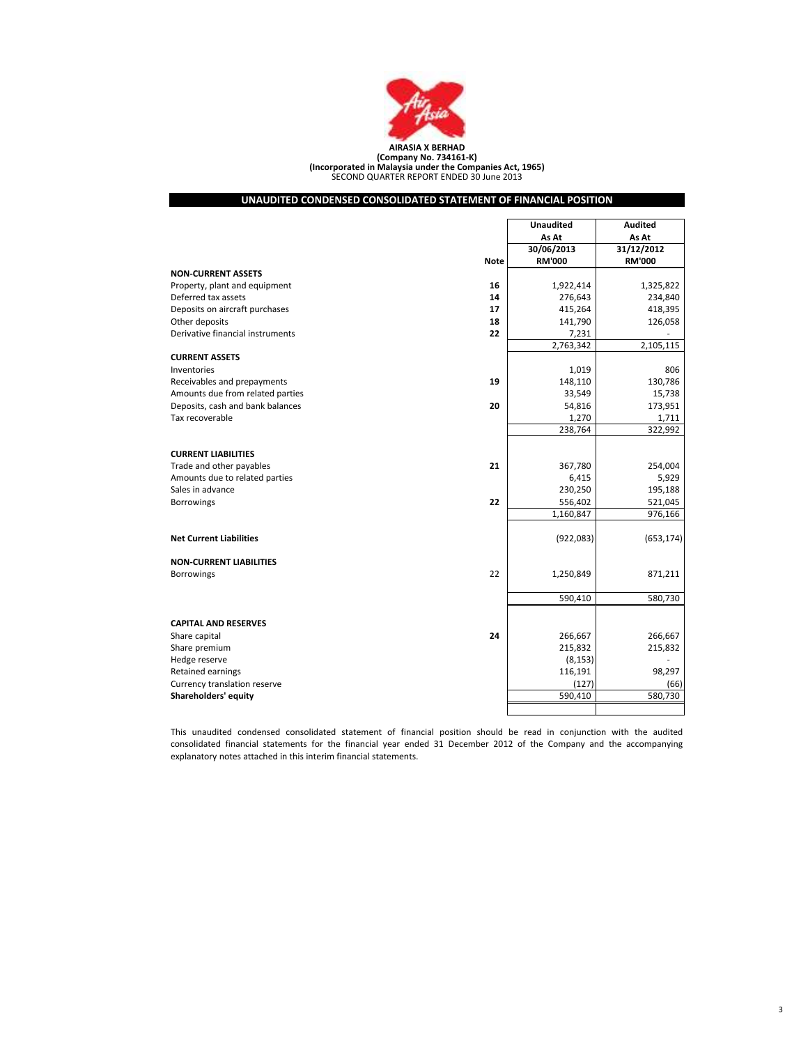**AIRASIA X BERHAD**
**(Company No. 734161-K)**
**(Incorporated in Malaysia under the Companies Act, 1965)**
SECOND QUARTER REPORT ENDED 30 June 2013

## UNAUDITED CONDENSED CONSOLIDATED STATEMENT OF FINANCIAL POSITION

| | Note | Unaudited As At 30/06/2013 RM'000 | Audited As At 31/12/2012 RM'000 |
|---|---|---|---|
| **NON-CURRENT ASSETS** | | | |
| Property, plant and equipment | **16** | 1,922,414 | 1,325,822 |
| Deferred tax assets | **14** | 276,643 | 234,840 |
| Deposits on aircraft purchases | **17** | 415,264 | 418,395 |
| Other deposits | **18** | 141,790 | 126,058 |
| Derivative financial instruments | **22** | 7,231 | - |
| | | 2,763,342 | 2,105,115 |
| **CURRENT ASSETS** | | | |
| Inventories | | 1,019 | 806 |
| Receivables and prepayments | **19** | 148,110 | 130,786 |
| Amounts due from related parties | | 33,549 | 15,738 |
| Deposits, cash and bank balances | **20** | 54,816 | 173,951 |
| Tax recoverable | | 1,270 | 1,711 |
| | | 238,764 | 322,992 |
| **CURRENT LIABILITIES** | | | |
| Trade and other payables | **21** | 367,780 | 254,004 |
| Amounts due to related parties | | 6,415 | 5,929 |
| Sales in advance | | 230,250 | 195,188 |
| Borrowings | **22** | 556,402 | 521,045 |
| | | 1,160,847 | 976,166 |
| **Net Current Liabilities** | | (922,083) | (653,174) |
| **NON-CURRENT LIABILITIES** | | | |
| Borrowings | 22 | 1,250,849 | 871,211 |
| | | 590,410 | 580,730 |
| **CAPITAL AND RESERVES** | | | |
| Share capital | **24** | 266,667 | 266,667 |
| Share premium | | 215,832 | 215,832 |
| Hedge reserve | | (8,153) | - |
| Retained earnings | | 116,191 | 98,297 |
| Currency translation reserve | | (127) | (66) |
| **Shareholders' equity** | | 590,410 | 580,730 |

This unaudited condensed consolidated statement of financial position should be read in conjunction with the audited consolidated financial statements for the financial year ended 31 December 2012 of the Company and the accompanying explanatory notes attached in this interim financial statements.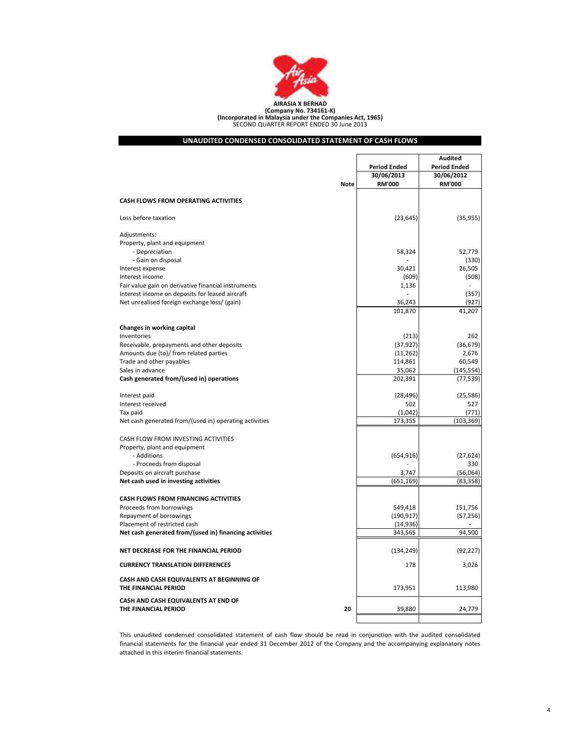**AIRASIA X BERHAD**
**(Company No. 734161-K)**
**(Incorporated in Malaysia under the Companies Act, 1965)**
SECOND QUARTER REPORT ENDED 30 June 2013

## UNAUDITED CONDENSED CONSOLIDATED STATEMENT OF CASH FLOWS

| | Note | Period Ended 30/06/2013 RM'000 | Audited Period Ended 30/06/2012 RM'000 |
|---|---|---|---|
| **CASH FLOWS FROM OPERATING ACTIVITIES** | | | |
| Loss before taxation | | (23,645) | (35,955) |
| Adjustments: | | | |
| Property, plant and equipment | | | |
| - Depreciation | | 58,324 | 52,779 |
| - Gain on disposal | | - | (330) |
| Interest expense | | 30,421 | 26,505 |
| Interest income | | (609) | (508) |
| Fair value gain on derivative financial instruments | | 1,136 | - |
| Interest income on deposits for leased aircraft | | - | (357) |
| Net unrealised foreign exchange loss/ (gain) | | 36,243 | (927) |
| | | 101,870 | 41,207 |
| **Changes in working capital** | | | |
| Inventories | | (213) | 262 |
| Receivable, prepayments and other deposits | | (37,927) | (36,679) |
| Amounts due (to)/ from related parties | | (11,262) | 2,676 |
| Trade and other payables | | 114,861 | 60,549 |
| Sales in advance | | 35,062 | (145,554) |
| **Cash generated from/(used in) operations** | | 202,391 | (77,539) |
| Interest paid | | (28,496) | (25,586) |
| Interest received | | 502 | 527 |
| Tax paid | | (1,042) | (771) |
| Net cash generated from/(used in) operating activities | | 173,355 | (103,369) |
| CASH FLOW FROM INVESTING ACTIVITIES | | | |
| Property, plant and equipment | | | |
| - Additions | | (654,916) | (27,624) |
| - Proceeds from disposal | | - | 330 |
| Deposits on aircraft purchase | | 3,747 | (56,064) |
| **Net cash used in investing activities** | | (651,169) | (83,358) |
| **CASH FLOWS FROM FINANCING ACTIVITIES** | | | |
| Proceeds from borrowings | | 549,418 | 151,756 |
| Repayment of borrowings | | (190,917) | (57,256) |
| Placement of restricted cash | | (14,936) | - |
| **Net cash generated from/(used in) financing activities** | | 343,565 | 94,500 |
| **NET DECREASE FOR THE FINANCIAL PERIOD** | | (134,249) | (92,227) |
| **CURRENCY TRANSLATION DIFFERENCES** | | 178 | 3,026 |
| **CASH AND CASH EQUIVALENTS AT BEGINNING OF THE FINANCIAL PERIOD** | | 173,951 | 113,980 |
| **CASH AND CASH EQUIVALENTS AT END OF THE FINANCIAL PERIOD** | 20 | 39,880 | 24,779 |

This unaudited condensed consolidated statement of cash flow should be read in conjunction with the audited consolidated financial statements for the financial year ended 31 December 2012 of the Company and the accompanying explanatory notes attached in this interim financial statements.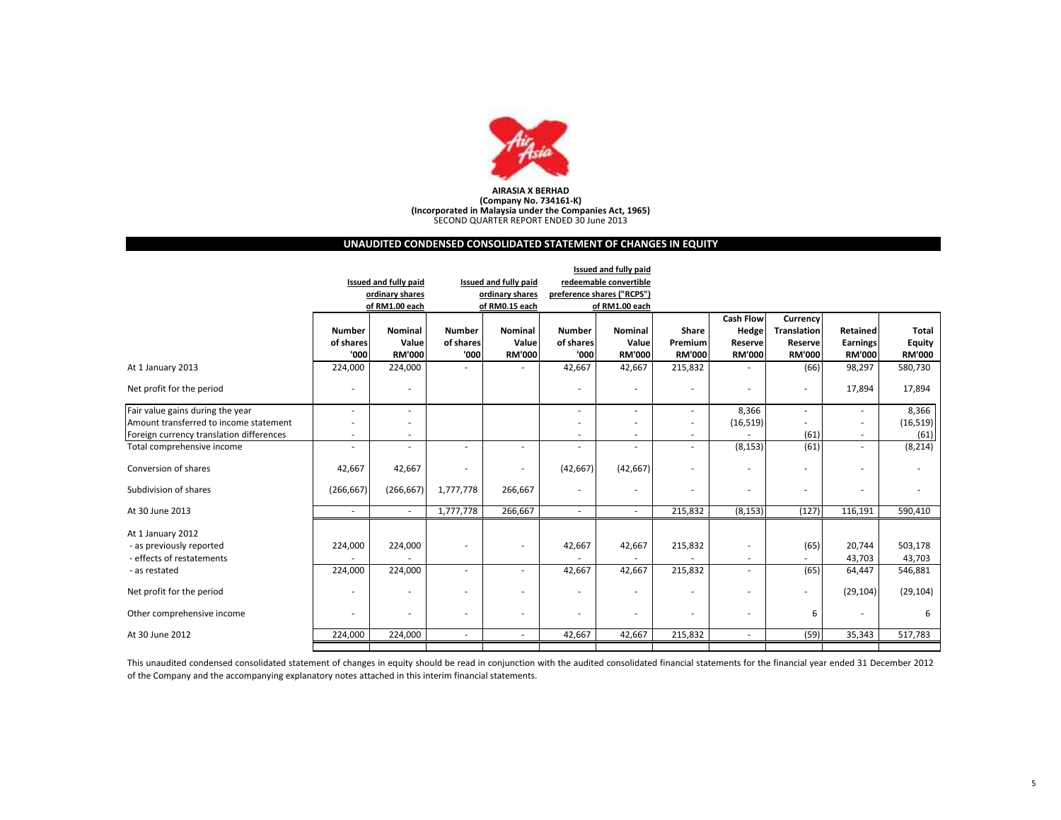**AIRASIA X BERHAD**
**(Company No. 734161-K)**
**(Incorporated in Malaysia under the Companies Act, 1965)**
SECOND QUARTER REPORT ENDED 30 June 2013

## UNAUDITED CONDENSED CONSOLIDATED STATEMENT OF CHANGES IN EQUITY

| | Issued and fully paid ordinary shares of RM1.00 each | | Issued and fully paid ordinary shares of RM0.15 each | | Issued and fully paid redeemable convertible preference shares ("RCPS") of RM1.00 each | | | | | | |
|---|---|---|---|---|---|---|---|---|---|---|---|
| | Number of shares '000 | Nominal Value RM'000 | Number of shares '000 | Nominal Value RM'000 | Number of shares '000 | Nominal Value RM'000 | Share Premium RM'000 | Cash Flow Hedge Reserve RM'000 | Currency Translation Reserve RM'000 | Retained Earnings RM'000 | Total Equity RM'000 |
| At 1 January 2013 | 224,000 | 224,000 | - | - | 42,667 | 42,667 | 215,832 | - | (66) | 98,297 | 580,730 |
| Net profit for the period | - | - | | | - | - | - | - | - | 17,894 | 17,894 |
| Fair value gains during the year | - | - | | | - | - | - | 8,366 | - | - | 8,366 |
| Amount transferred to income statement | - | - | | | - | - | - | (16,519) | - | - | (16,519) |
| Foreign currency translation differences | - | - | | | - | - | - | - | (61) | - | (61) |
| Total comprehensive income | - | - | - | - | - | - | - | (8,153) | (61) | - | (8,214) |
| Conversion of shares | 42,667 | 42,667 | - | - | (42,667) | (42,667) | - | - | - | - | - |
| Subdivision of shares | (266,667) | (266,667) | 1,777,778 | 266,667 | - | - | - | - | - | - | - |
| At 30 June 2013 | - | - | 1,777,778 | 266,667 | - | - | 215,832 | (8,153) | (127) | 116,191 | 590,410 |
| At 1 January 2012 | | | | | | | | | | | |
| - as previously reported | 224,000 | 224,000 | - | - | 42,667 | 42,667 | 215,832 | - | (65) | 20,744 | 503,178 |
| - effects of restatements | - | - | | | - | - | - | - | - | 43,703 | 43,703 |
| - as restated | 224,000 | 224,000 | - | - | 42,667 | 42,667 | 215,832 | - | (65) | 64,447 | 546,881 |
| Net profit for the period | - | - | - | - | - | - | - | - | - | (29,104) | (29,104) |
| Other comprehensive income | - | - | - | - | - | - | - | - | 6 | - | 6 |
| At 30 June 2012 | 224,000 | 224,000 | - | - | 42,667 | 42,667 | 215,832 | - | (59) | 35,343 | 517,783 |

This unaudited condensed consolidated statement of changes in equity should be read in conjunction with the audited consolidated financial statements for the financial year ended 31 December 2012 of the Company and the accompanying explanatory notes attached in this interim financial statements.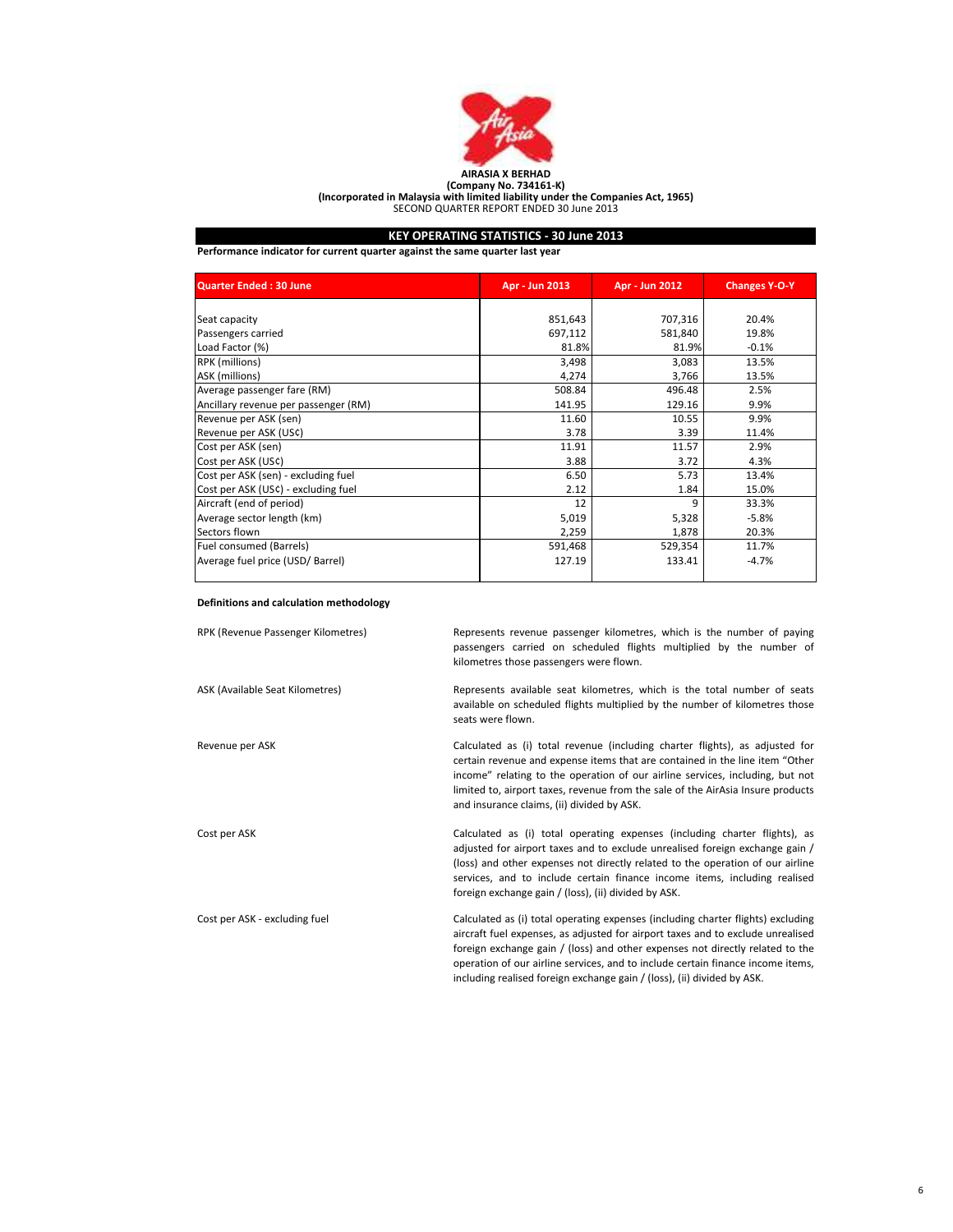**AIRASIA X BERHAD**
**(Company No. 734161-K)**
**(Incorporated in Malaysia with limited liability under the Companies Act, 1965)**
SECOND QUARTER REPORT ENDED 30 June 2013

## KEY OPERATING STATISTICS - 30 June 2013

**Performance indicator for current quarter against the same quarter last year**

| Quarter Ended : 30 June | Apr - Jun 2013 | Apr - Jun 2012 | Changes Y-O-Y |
|---|---|---|---|
| Seat capacity | 851,643 | 707,316 | 20.4% |
| Passengers carried | 697,112 | 581,840 | 19.8% |
| Load Factor (%) | 81.8% | 81.9% | -0.1% |
| RPK (millions) | 3,498 | 3,083 | 13.5% |
| ASK (millions) | 4,274 | 3,766 | 13.5% |
| Average passenger fare (RM) | 508.84 | 496.48 | 2.5% |
| Ancillary revenue per passenger (RM) | 141.95 | 129.16 | 9.9% |
| Revenue per ASK (sen) | 11.60 | 10.55 | 9.9% |
| Revenue per ASK (US¢) | 3.78 | 3.39 | 11.4% |
| Cost per ASK (sen) | 11.91 | 11.57 | 2.9% |
| Cost per ASK (US¢) | 3.88 | 3.72 | 4.3% |
| Cost per ASK (sen) - excluding fuel | 6.50 | 5.73 | 13.4% |
| Cost per ASK (US¢) - excluding fuel | 2.12 | 1.84 | 15.0% |
| Aircraft (end of period) | 12 | 9 | 33.3% |
| Average sector length (km) | 5,019 | 5,328 | -5.8% |
| Sectors flown | 2,259 | 1,878 | 20.3% |
| Fuel consumed (Barrels) | 591,468 | 529,354 | 11.7% |
| Average fuel price (USD/ Barrel) | 127.19 | 133.41 | -4.7% |

**Definitions and calculation methodology**

| | |
|---|---|
| RPK (Revenue Passenger Kilometres) | Represents revenue passenger kilometres, which is the number of paying passengers carried on scheduled flights multiplied by the number of kilometres those passengers were flown. |
| ASK (Available Seat Kilometres) | Represents available seat kilometres, which is the total number of seats available on scheduled flights multiplied by the number of kilometres those seats were flown. |
| Revenue per ASK | Calculated as (i) total revenue (including charter flights), as adjusted for certain revenue and expense items that are contained in the line item "Other income" relating to the operation of our airline services, including, but not limited to, airport taxes, revenue from the sale of the AirAsia Insure products and insurance claims, (ii) divided by ASK. |
| Cost per ASK | Calculated as (i) total operating expenses (including charter flights), as adjusted for airport taxes and to exclude unrealised foreign exchange gain / (loss) and other expenses not directly related to the operation of our airline services, and to include certain finance income items, including realised foreign exchange gain / (loss), (ii) divided by ASK. |
| Cost per ASK - excluding fuel | Calculated as (i) total operating expenses (including charter flights) excluding aircraft fuel expenses, as adjusted for airport taxes and to exclude unrealised foreign exchange gain / (loss) and other expenses not directly related to the operation of our airline services, and to include certain finance income items, including realised foreign exchange gain / (loss), (ii) divided by ASK. |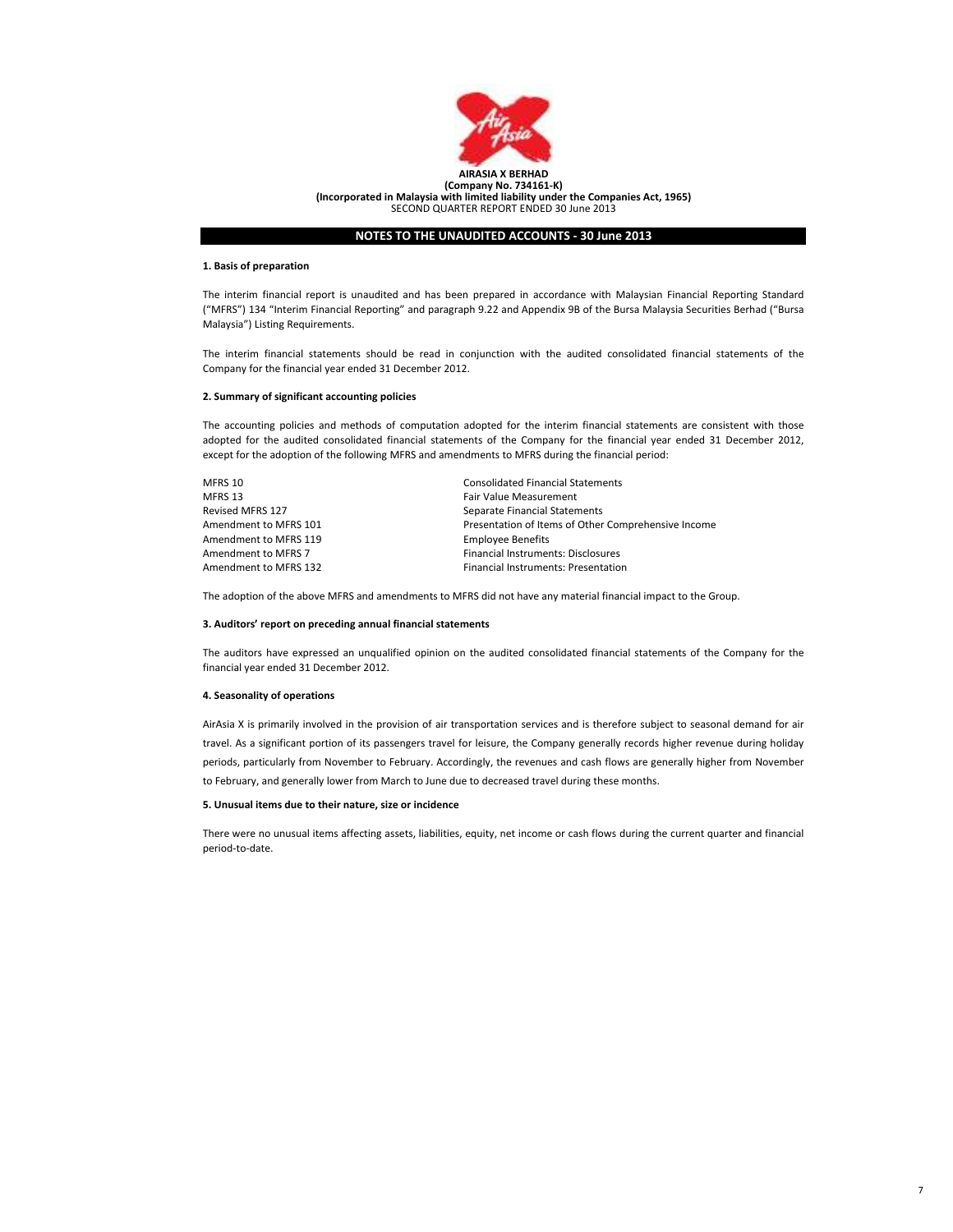**AIRASIA X BERHAD**
**(Company No. 734161-K)**
**(Incorporated in Malaysia with limited liability under the Companies Act, 1965)**
SECOND QUARTER REPORT ENDED 30 June 2013

## NOTES TO THE UNAUDITED ACCOUNTS - 30 June 2013

### 1. Basis of preparation

The interim financial report is unaudited and has been prepared in accordance with Malaysian Financial Reporting Standard ("MFRS") 134 "Interim Financial Reporting" and paragraph 9.22 and Appendix 9B of the Bursa Malaysia Securities Berhad ("Bursa Malaysia") Listing Requirements.

The interim financial statements should be read in conjunction with the audited consolidated financial statements of the Company for the financial year ended 31 December 2012.

### 2. Summary of significant accounting policies

The accounting policies and methods of computation adopted for the interim financial statements are consistent with those adopted for the audited consolidated financial statements of the Company for the financial year ended 31 December 2012, except for the adoption of the following MFRS and amendments to MFRS during the financial period:

| | |
|---|---|
| MFRS 10 | Consolidated Financial Statements |
| MFRS 13 | Fair Value Measurement |
| Revised MFRS 127 | Separate Financial Statements |
| Amendment to MFRS 101 | Presentation of Items of Other Comprehensive Income |
| Amendment to MFRS 119 | Employee Benefits |
| Amendment to MFRS 7 | Financial Instruments: Disclosures |
| Amendment to MFRS 132 | Financial Instruments: Presentation |

The adoption of the above MFRS and amendments to MFRS did not have any material financial impact to the Group.

### 3. Auditors' report on preceding annual financial statements

The auditors have expressed an unqualified opinion on the audited consolidated financial statements of the Company for the financial year ended 31 December 2012.

### 4. Seasonality of operations

AirAsia X is primarily involved in the provision of air transportation services and is therefore subject to seasonal demand for air travel. As a significant portion of its passengers travel for leisure, the Company generally records higher revenue during holiday periods, particularly from November to February. Accordingly, the revenues and cash flows are generally higher from November to February, and generally lower from March to June due to decreased travel during these months.

### 5. Unusual items due to their nature, size or incidence

There were no unusual items affecting assets, liabilities, equity, net income or cash flows during the current quarter and financial period-to-date.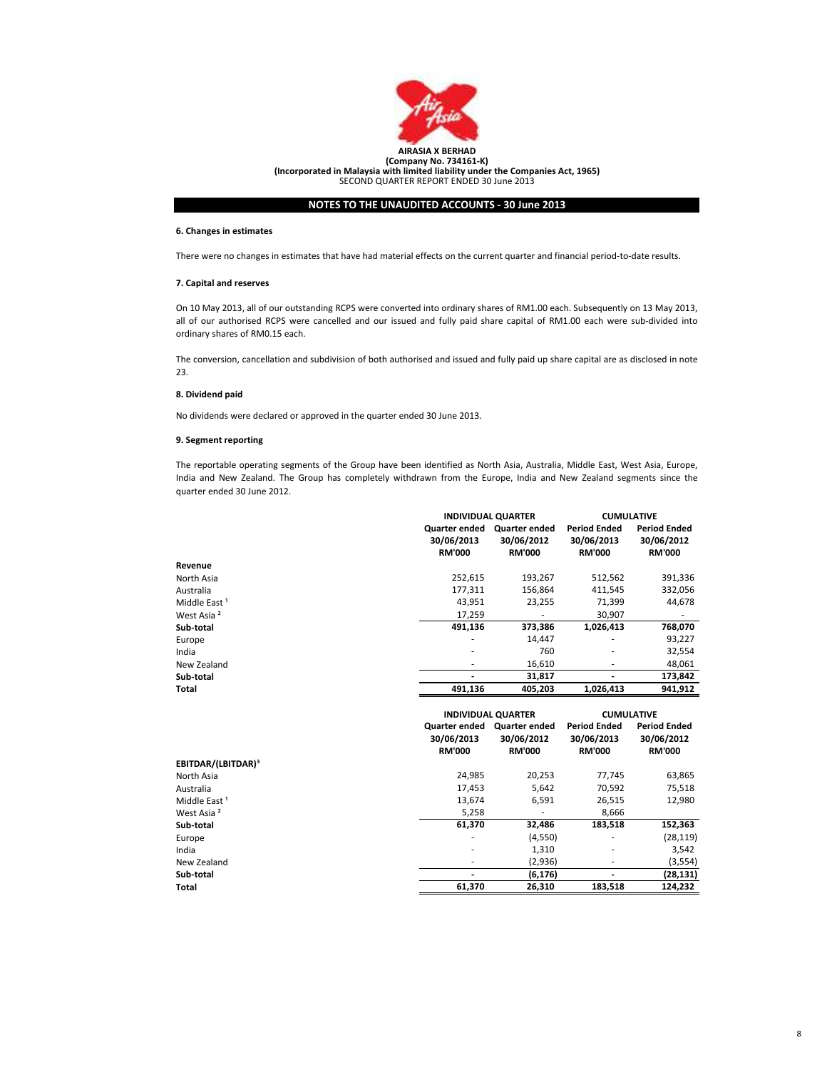**AIRASIA X BERHAD**
**(Company No. 734161-K)**
**(Incorporated in Malaysia with limited liability under the Companies Act, 1965)**
SECOND QUARTER REPORT ENDED 30 June 2013

## NOTES TO THE UNAUDITED ACCOUNTS - 30 June 2013

### 6. Changes in estimates

There were no changes in estimates that have had material effects on the current quarter and financial period-to-date results.

### 7. Capital and reserves

On 10 May 2013, all of our outstanding RCPS were converted into ordinary shares of RM1.00 each. Subsequently on 13 May 2013, all of our authorised RCPS were cancelled and our issued and fully paid share capital of RM1.00 each were sub-divided into ordinary shares of RM0.15 each.

The conversion, cancellation and subdivision of both authorised and issued and fully paid up share capital are as disclosed in note 23.

### 8. Dividend paid

No dividends were declared or approved in the quarter ended 30 June 2013.

### 9. Segment reporting

The reportable operating segments of the Group have been identified as North Asia, Australia, Middle East, West Asia, Europe, India and New Zealand. The Group has completely withdrawn from the Europe, India and New Zealand segments since the quarter ended 30 June 2012.

| | INDIVIDUAL QUARTER | | CUMULATIVE | |
|---|---|---|---|---|
| | Quarter ended 30/06/2013 RM'000 | Quarter ended 30/06/2012 RM'000 | Period Ended 30/06/2013 RM'000 | Period Ended 30/06/2012 RM'000 |
| **Revenue** | | | | |
| North Asia | 252,615 | 193,267 | 512,562 | 391,336 |
| Australia | 177,311 | 156,864 | 411,545 | 332,056 |
| Middle East [1] | 43,951 | 23,255 | 71,399 | 44,678 |
| West Asia [2] | 17,259 | - | 30,907 | - |
| **Sub-total** | **491,136** | **373,386** | **1,026,413** | **768,070** |
| Europe | - | 14,447 | - | 93,227 |
| India | - | 760 | - | 32,554 |
| New Zealand | - | 16,610 | - | 48,061 |
| **Sub-total** | **-** | **31,817** | **-** | **173,842** |
| **Total** | **491,136** | **405,203** | **1,026,413** | **941,912** |

| | INDIVIDUAL QUARTER | | CUMULATIVE | |
|---|---|---|---|---|
| | Quarter ended 30/06/2013 RM'000 | Quarter ended 30/06/2012 RM'000 | Period Ended 30/06/2013 RM'000 | Period Ended 30/06/2012 RM'000 |
| **EBITDAR/(LBITDAR)[3]** | | | | |
| North Asia | 24,985 | 20,253 | 77,745 | 63,865 |
| Australia | 17,453 | 5,642 | 70,592 | 75,518 |
| Middle East [1] | 13,674 | 6,591 | 26,515 | 12,980 |
| West Asia [2] | 5,258 | - | 8,666 | |
| **Sub-total** | **61,370** | **32,486** | **183,518** | **152,363** |
| Europe | - | (4,550) | - | (28,119) |
| India | - | 1,310 | - | 3,542 |
| New Zealand | - | (2,936) | - | (3,554) |
| **Sub-total** | **-** | **(6,176)** | **-** | **(28,131)** |
| **Total** | **61,370** | **26,310** | **183,518** | **124,232** |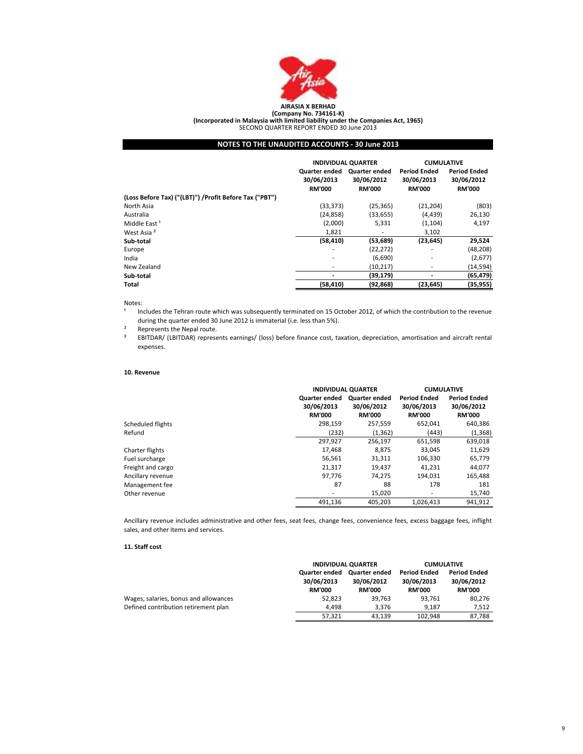**AIRASIA X BERHAD**
**(Company No. 734161-K)**
**(Incorporated in Malaysia with limited liability under the Companies Act, 1965)**
SECOND QUARTER REPORT ENDED 30 June 2013

## NOTES TO THE UNAUDITED ACCOUNTS - 30 June 2013

| | INDIVIDUAL QUARTER | | CUMULATIVE | |
|---|---|---|---|---|
| | Quarter ended 30/06/2013 RM'000 | Quarter ended 30/06/2012 RM'000 | Period Ended 30/06/2013 RM'000 | Period Ended 30/06/2012 RM'000 |
| **(Loss Before Tax) ("(LBT)") /Profit Before Tax ("PBT")** | | | | |
| North Asia | (33,373) | (25,365) | (21,204) | (803) |
| Australia | (24,858) | (33,655) | (4,439) | 26,130 |
| Middle East [1] | (2,000) | 5,331 | (1,104) | 4,197 |
| West Asia [2] | 1,821 | - | 3,102 | |
| **Sub-total** | **(58,410)** | **(53,689)** | **(23,645)** | **29,524** |
| Europe | - | (22,272) | - | (48,208) |
| India | - | (6,690) | - | (2,677) |
| New Zealand | - | (10,217) | - | (14,594) |
| **Sub-total** | **-** | **(39,179)** | **-** | **(65,479)** |
| **Total** | **(58,410)** | **(92,868)** | **(23,645)** | **(35,955)** |

Notes:

[1] Includes the Tehran route which was subsequently terminated on 15 October 2012, of which the contribution to the revenue during the quarter ended 30 June 2012 is immaterial (i.e. less than 5%).

[2] Represents the Nepal route.

[3] EBITDAR/ (LBITDAR) represents earnings/ (loss) before finance cost, taxation, depreciation, amortisation and aircraft rental expenses.

### 10. Revenue

| | INDIVIDUAL QUARTER | | CUMULATIVE | |
|---|---|---|---|---|
| | Quarter ended 30/06/2013 RM'000 | Quarter ended 30/06/2012 RM'000 | Period Ended 30/06/2013 RM'000 | Period Ended 30/06/2012 RM'000 |
| Scheduled flights | 298,159 | 257,559 | 652,041 | 640,386 |
| Refund | (232) | (1,362) | (443) | (1,368) |
| | 297,927 | 256,197 | 651,598 | 639,018 |
| Charter flights | 17,468 | 8,875 | 33,045 | 11,629 |
| Fuel surcharge | 56,561 | 31,311 | 106,330 | 65,779 |
| Freight and cargo | 21,317 | 19,437 | 41,231 | 44,077 |
| Ancillary revenue | 97,776 | 74,275 | 194,031 | 165,488 |
| Management fee | 87 | 88 | 178 | 181 |
| Other revenue | - | 15,020 | - | 15,740 |
| | 491,136 | 405,203 | 1,026,413 | 941,912 |

Ancillary revenue includes administrative and other fees, seat fees, change fees, convenience fees, excess baggage fees, inflight sales, and other items and services.

### 11. Staff cost

| | INDIVIDUAL QUARTER | | CUMULATIVE | |
|---|---|---|---|---|
| | Quarter ended 30/06/2013 RM'000 | Quarter ended 30/06/2012 RM'000 | Period Ended 30/06/2013 RM'000 | Period Ended 30/06/2012 RM'000 |
| Wages, salaries, bonus and allowances | 52,823 | 39,763 | 93,761 | 80,276 |
| Defined contribution retirement plan | 4,498 | 3,376 | 9,187 | 7,512 |
| | 57,321 | 43,139 | 102,948 | 87,788 |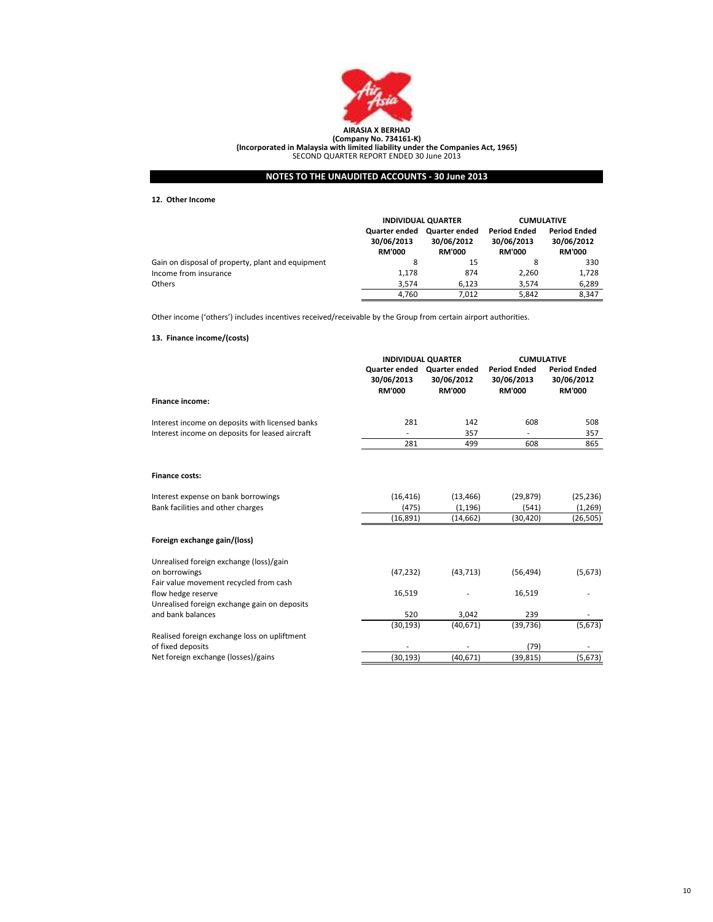**AIRASIA X BERHAD**
**(Company No. 734161-K)**
**(Incorporated in Malaysia with limited liability under the Companies Act, 1965)**
SECOND QUARTER REPORT ENDED 30 June 2013

## NOTES TO THE UNAUDITED ACCOUNTS - 30 June 2013

### 12. Other Income

| | INDIVIDUAL QUARTER | | CUMULATIVE | |
|---|---|---|---|---|
| | Quarter ended 30/06/2013 RM'000 | Quarter ended 30/06/2012 RM'000 | Period Ended 30/06/2013 RM'000 | Period Ended 30/06/2012 RM'000 |
| Gain on disposal of property, plant and equipment | 8 | 15 | 8 | 330 |
| Income from insurance | 1,178 | 874 | 2,260 | 1,728 |
| Others | 3,574 | 6,123 | 3,574 | 6,289 |
| | 4,760 | 7,012 | 5,842 | 8,347 |

Other income ('others') includes incentives received/receivable by the Group from certain airport authorities.

### 13. Finance income/(costs)

| | INDIVIDUAL QUARTER | | CUMULATIVE | |
|---|---|---|---|---|
| | Quarter ended 30/06/2013 RM'000 | Quarter ended 30/06/2012 RM'000 | Period Ended 30/06/2013 RM'000 | Period Ended 30/06/2012 RM'000 |
| **Finance income:** | | | | |
| Interest income on deposits with licensed banks | 281 | 142 | 608 | 508 |
| Interest income on deposits for leased aircraft | - | 357 | - | 357 |
| | 281 | 499 | 608 | 865 |
| **Finance costs:** | | | | |
| Interest expense on bank borrowings | (16,416) | (13,466) | (29,879) | (25,236) |
| Bank facilities and other charges | (475) | (1,196) | (541) | (1,269) |
| | (16,891) | (14,662) | (30,420) | (26,505) |
| **Foreign exchange gain/(loss)** | | | | |
| Unrealised foreign exchange (loss)/gain on borrowings | (47,232) | (43,713) | (56,494) | (5,673) |
| Fair value movement recycled from cash flow hedge reserve | 16,519 | - | 16,519 | - |
| Unrealised foreign exchange gain on deposits and bank balances | 520 | 3,042 | 239 | - |
| | (30,193) | (40,671) | (39,736) | (5,673) |
| Realised foreign exchange loss on upliftment of fixed deposits | - | - | (79) | - |
| Net foreign exchange (losses)/gains | (30,193) | (40,671) | (39,815) | (5,673) |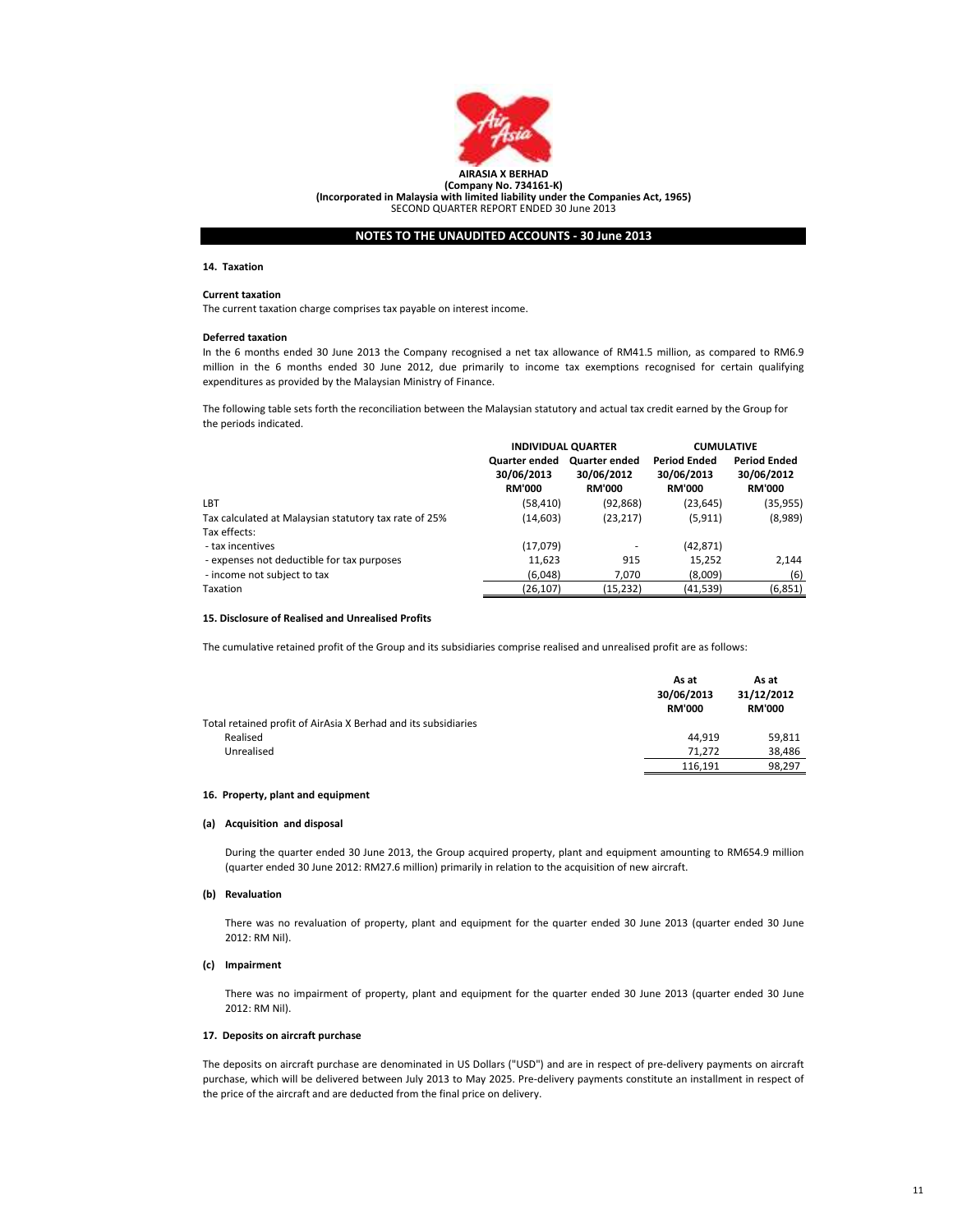**AIRASIA X BERHAD**
**(Company No. 734161-K)**
**(Incorporated in Malaysia with limited liability under the Companies Act, 1965)**
SECOND QUARTER REPORT ENDED 30 June 2013

## NOTES TO THE UNAUDITED ACCOUNTS - 30 June 2013

### 14. Taxation

**Current taxation**

The current taxation charge comprises tax payable on interest income.

**Deferred taxation**

In the 6 months ended 30 June 2013 the Company recognised a net tax allowance of RM41.5 million, as compared to RM6.9 million in the 6 months ended 30 June 2012, due primarily to income tax exemptions recognised for certain qualifying expenditures as provided by the Malaysian Ministry of Finance.

The following table sets forth the reconciliation between the Malaysian statutory and actual tax credit earned by the Group for the periods indicated.

| | INDIVIDUAL QUARTER | | CUMULATIVE | |
|---|---|---|---|---|
| | Quarter ended 30/06/2013 RM'000 | Quarter ended 30/06/2012 RM'000 | Period Ended 30/06/2013 RM'000 | Period Ended 30/06/2012 RM'000 |
| LBT | (58,410) | (92,868) | (23,645) | (35,955) |
| Tax calculated at Malaysian statutory tax rate of 25% | (14,603) | (23,217) | (5,911) | (8,989) |
| Tax effects: | | | | |
| - tax incentives | (17,079) | - | (42,871) | |
| - expenses not deductible for tax purposes | 11,623 | 915 | 15,252 | 2,144 |
| - income not subject to tax | (6,048) | 7,070 | (8,009) | (6) |
| Taxation | (26,107) | (15,232) | (41,539) | (6,851) |

### 15. Disclosure of Realised and Unrealised Profits

The cumulative retained profit of the Group and its subsidiaries comprise realised and unrealised profit are as follows:

| | As at 30/06/2013 RM'000 | As at 31/12/2012 RM'000 |
|---|---|---|
| Total retained profit of AirAsia X Berhad and its subsidiaries | | |
| Realised | 44,919 | 59,811 |
| Unrealised | 71,272 | 38,486 |
| | 116,191 | 98,297 |

### 16. Property, plant and equipment

**(a) Acquisition and disposal**

During the quarter ended 30 June 2013, the Group acquired property, plant and equipment amounting to RM654.9 million (quarter ended 30 June 2012: RM27.6 million) primarily in relation to the acquisition of new aircraft.

**(b) Revaluation**

There was no revaluation of property, plant and equipment for the quarter ended 30 June 2013 (quarter ended 30 June 2012: RM Nil).

**(c) Impairment**

There was no impairment of property, plant and equipment for the quarter ended 30 June 2013 (quarter ended 30 June 2012: RM Nil).

### 17. Deposits on aircraft purchase

The deposits on aircraft purchase are denominated in US Dollars ("USD") and are in respect of pre-delivery payments on aircraft purchase, which will be delivered between July 2013 to May 2025. Pre-delivery payments constitute an installment in respect of the price of the aircraft and are deducted from the final price on delivery.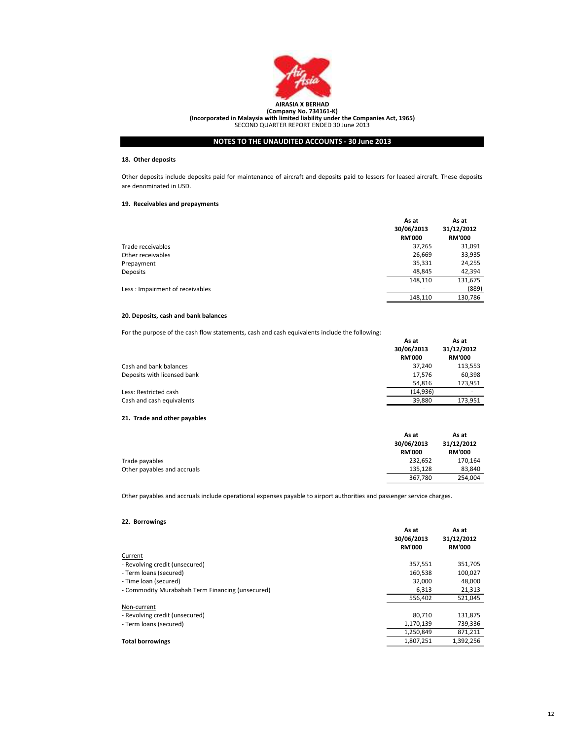**AIRASIA X BERHAD**
**(Company No. 734161-K)**
**(Incorporated in Malaysia with limited liability under the Companies Act, 1965)**
SECOND QUARTER REPORT ENDED 30 June 2013

## NOTES TO THE UNAUDITED ACCOUNTS - 30 June 2013

### 18. Other deposits

Other deposits include deposits paid for maintenance of aircraft and deposits paid to lessors for leased aircraft. These deposits are denominated in USD.

### 19. Receivables and prepayments

| | As at 30/06/2013 RM'000 | As at 31/12/2012 RM'000 |
|---|---|---|
| Trade receivables | 37,265 | 31,091 |
| Other receivables | 26,669 | 33,935 |
| Prepayment | 35,331 | 24,255 |
| Deposits | 48,845 | 42,394 |
| | 148,110 | 131,675 |
| Less : Impairment of receivables | - | (889) |
| | 148,110 | 130,786 |

### 20. Deposits, cash and bank balances

For the purpose of the cash flow statements, cash and cash equivalents include the following:

| | As at 30/06/2013 RM'000 | As at 31/12/2012 RM'000 |
|---|---|---|
| Cash and bank balances | 37,240 | 113,553 |
| Deposits with licensed bank | 17,576 | 60,398 |
| | 54,816 | 173,951 |
| Less: Restricted cash | (14,936) | - |
| Cash and cash equivalents | 39,880 | 173,951 |

### 21. Trade and other payables

| | As at 30/06/2013 RM'000 | As at 31/12/2012 RM'000 |
|---|---|---|
| Trade payables | 232,652 | 170,164 |
| Other payables and accruals | 135,128 | 83,840 |
| | 367,780 | 254,004 |

Other payables and accruals include operational expenses payable to airport authorities and passenger service charges.

### 22. Borrowings

| | As at 30/06/2013 RM'000 | As at 31/12/2012 RM'000 |
|---|---|---|
| Current | | |
| - Revolving credit (unsecured) | 357,551 | 351,705 |
| - Term loans (secured) | 160,538 | 100,027 |
| - Time loan (secured) | 32,000 | 48,000 |
| - Commodity Murabahah Term Financing (unsecured) | 6,313 | 21,313 |
| | 556,402 | 521,045 |
| Non-current | | |
| - Revolving credit (unsecured) | 80,710 | 131,875 |
| - Term loans (secured) | 1,170,139 | 739,336 |
| | 1,250,849 | 871,211 |
| **Total borrowings** | 1,807,251 | 1,392,256 |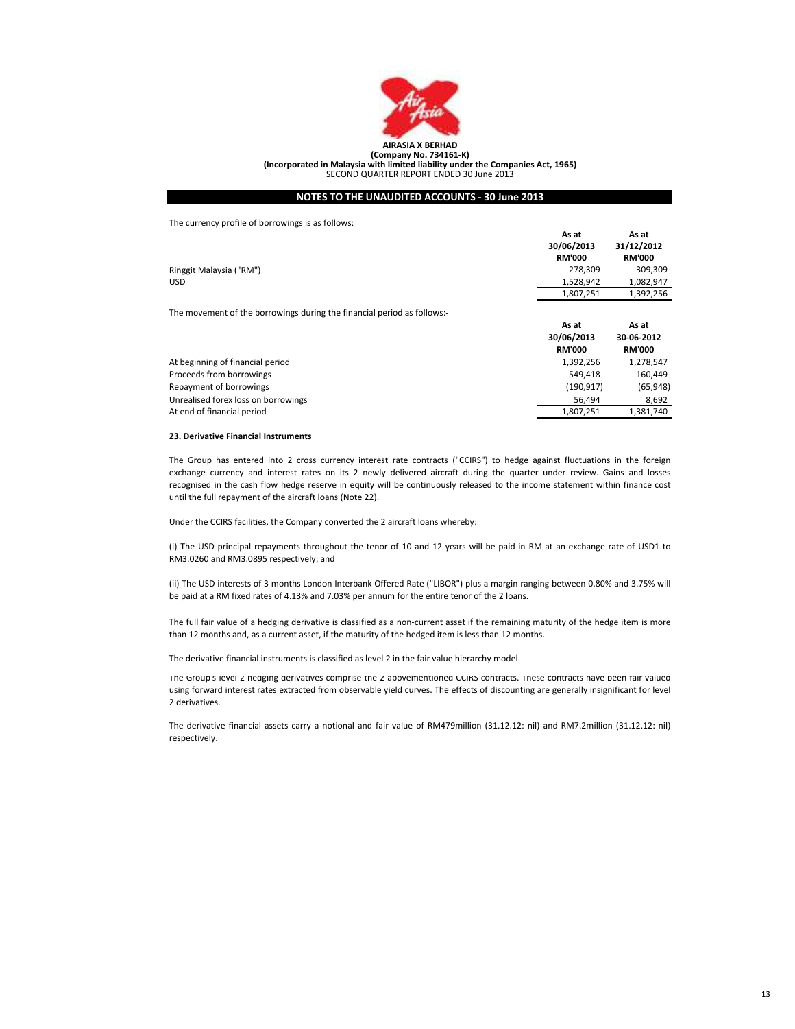**AIRASIA X BERHAD**
**(Company No. 734161-K)**
**(Incorporated in Malaysia with limited liability under the Companies Act, 1965)**
SECOND QUARTER REPORT ENDED 30 June 2013

**NOTES TO THE UNAUDITED ACCOUNTS - 30 June 2013**

The currency profile of borrowings is as follows:

| | As at 30/06/2013 RM'000 | As at 31/12/2012 RM'000 |
|---|---|---|
| Ringgit Malaysia ("RM") | 278,309 | 309,309 |
| USD | 1,528,942 | 1,082,947 |
| | 1,807,251 | 1,392,256 |

The movement of the borrowings during the financial period as follows:-

| | As at 30/06/2013 RM'000 | As at 30-06-2012 RM'000 |
|---|---|---|
| At beginning of financial period | 1,392,256 | 1,278,547 |
| Proceeds from borrowings | 549,418 | 160,449 |
| Repayment of borrowings | (190,917) | (65,948) |
| Unrealised forex loss on borrowings | 56,494 | 8,692 |
| At end of financial period | 1,807,251 | 1,381,740 |

**23. Derivative Financial Instruments**

The Group has entered into 2 cross currency interest rate contracts ("CCIRS") to hedge against fluctuations in the foreign exchange currency and interest rates on its 2 newly delivered aircraft during the quarter under review. Gains and losses recognised in the cash flow hedge reserve in equity will be continuously released to the income statement within finance cost until the full repayment of the aircraft loans (Note 22).

Under the CCIRS facilities, the Company converted the 2 aircraft loans whereby:

(i) The USD principal repayments throughout the tenor of 10 and 12 years will be paid in RM at an exchange rate of USD1 to RM3.0260 and RM3.0895 respectively; and

(ii) The USD interests of 3 months London Interbank Offered Rate ("LIBOR") plus a margin ranging between 0.80% and 3.75% will be paid at a RM fixed rates of 4.13% and 7.03% per annum for the entire tenor of the 2 loans.

The full fair value of a hedging derivative is classified as a non-current asset if the remaining maturity of the hedge item is more than 12 months and, as a current asset, if the maturity of the hedged item is less than 12 months.

The derivative financial instruments is classified as level 2 in the fair value hierarchy model.

The Group's level 2 hedging derivatives comprise the 2 abovementioned CCIRS contracts. These contracts have been fair valued using forward interest rates extracted from observable yield curves. The effects of discounting are generally insignificant for level 2 derivatives.

The derivative financial assets carry a notional and fair value of RM479million (31.12.12: nil) and RM7.2million (31.12.12: nil) respectively.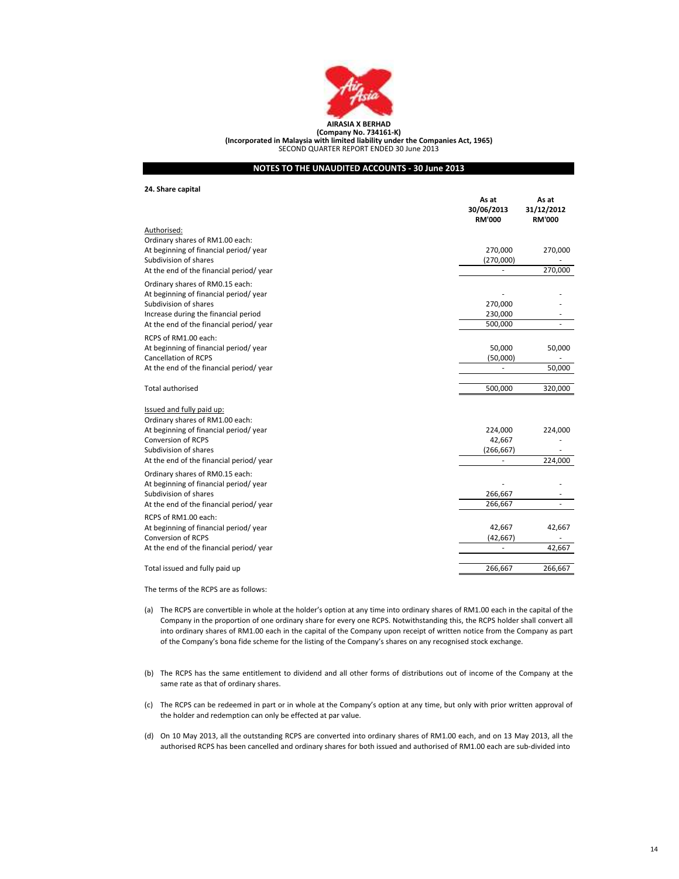**AIRASIA X BERHAD**
**(Company No. 734161-K)**
**(Incorporated in Malaysia with limited liability under the Companies Act, 1965)**
SECOND QUARTER REPORT ENDED 30 June 2013

## NOTES TO THE UNAUDITED ACCOUNTS - 30 June 2013

### 24. Share capital

| | As at 30/06/2013 RM'000 | As at 31/12/2012 RM'000 |
|---|---|---|
| Authorised: | | |
| Ordinary shares of RM1.00 each: | | |
| At beginning of financial period/ year | 270,000 | 270,000 |
| Subdivision of shares | (270,000) | - |
| At the end of the financial period/ year | - | 270,000 |
| Ordinary shares of RM0.15 each: | | |
| At beginning of financial period/ year | - | - |
| Subdivision of shares | 270,000 | - |
| Increase during the financial period | 230,000 | - |
| At the end of the financial period/ year | 500,000 | - |
| RCPS of RM1.00 each: | | |
| At beginning of financial period/ year | 50,000 | 50,000 |
| Cancellation of RCPS | (50,000) | - |
| At the end of the financial period/ year | - | 50,000 |
| Total authorised | 500,000 | 320,000 |
| Issued and fully paid up: | | |
| Ordinary shares of RM1.00 each: | | |
| At beginning of financial period/ year | 224,000 | 224,000 |
| Conversion of RCPS | 42,667 | - |
| Subdivision of shares | (266,667) | - |
| At the end of the financial period/ year | - | 224,000 |
| Ordinary shares of RM0.15 each: | | |
| At beginning of financial period/ year | - | - |
| Subdivision of shares | 266,667 | - |
| At the end of the financial period/ year | 266,667 | - |
| RCPS of RM1.00 each: | | |
| At beginning of financial period/ year | 42,667 | 42,667 |
| Conversion of RCPS | (42,667) | - |
| At the end of the financial period/ year | - | 42,667 |
| Total issued and fully paid up | 266,667 | 266,667 |

The terms of the RCPS are as follows:

(a) The RCPS are convertible in whole at the holder's option at any time into ordinary shares of RM1.00 each in the capital of the Company in the proportion of one ordinary share for every one RCPS. Notwithstanding this, the RCPS holder shall convert all into ordinary shares of RM1.00 each in the capital of the Company upon receipt of written notice from the Company as part of the Company's bona fide scheme for the listing of the Company's shares on any recognised stock exchange.

(b) The RCPS has the same entitlement to dividend and all other forms of distributions out of income of the Company at the same rate as that of ordinary shares.

(c) The RCPS can be redeemed in part or in whole at the Company's option at any time, but only with prior written approval of the holder and redemption can only be effected at par value.

(d) On 10 May 2013, all the outstanding RCPS are converted into ordinary shares of RM1.00 each, and on 13 May 2013, all the authorised RCPS has been cancelled and ordinary shares for both issued and authorised of RM1.00 each are sub-divided into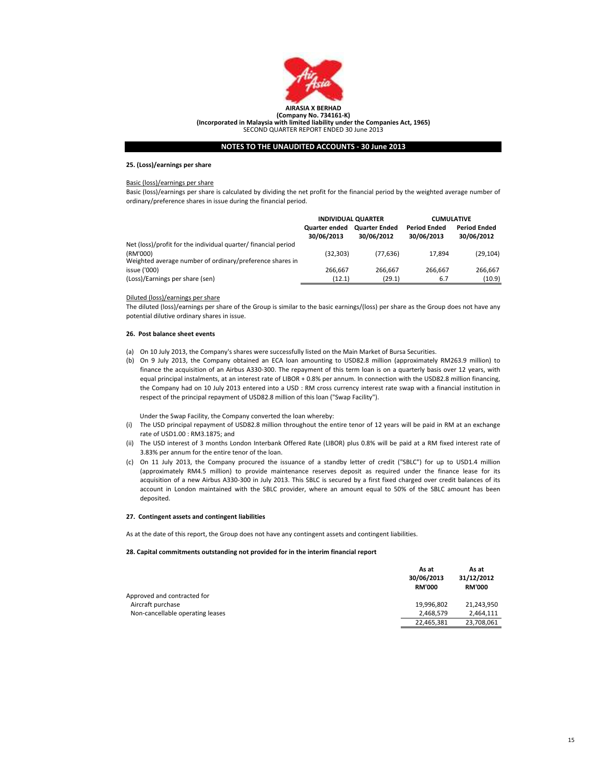**AIRASIA X BERHAD**
**(Company No. 734161-K)**
**(Incorporated in Malaysia with limited liability under the Companies Act, 1965)**
SECOND QUARTER REPORT ENDED 30 June 2013

## NOTES TO THE UNAUDITED ACCOUNTS - 30 June 2013

### 25. (Loss)/earnings per share

Basic (loss)/earnings per share

Basic (loss)/earnings per share is calculated by dividing the net profit for the financial period by the weighted average number of ordinary/preference shares in issue during the financial period.

| | INDIVIDUAL QUARTER | | CUMULATIVE | |
|---|---|---|---|---|
| | Quarter ended 30/06/2013 | Quarter Ended 30/06/2012 | Period Ended 30/06/2013 | Period Ended 30/06/2012 |
| Net (loss)/profit for the individual quarter/ financial period (RM'000) | (32,303) | (77,636) | 17,894 | (29,104) |
| Weighted average number of ordinary/preference shares in issue ('000) | 266,667 | 266,667 | 266,667 | 266,667 |
| (Loss)/Earnings per share (sen) | (12.1) | (29.1) | 6.7 | (10.9) |

Diluted (loss)/earnings per share

The diluted (loss)/earnings per share of the Group is similar to the basic earnings/(loss) per share as the Group does not have any potential dilutive ordinary shares in issue.

### 26. Post balance sheet events

(a) On 10 July 2013, the Company's shares were successfully listed on the Main Market of Bursa Securities.

(b) On 9 July 2013, the Company obtained an ECA loan amounting to USD82.8 million (approximately RM263.9 million) to finance the acquisition of an Airbus A330-300. The repayment of this term loan is on a quarterly basis over 12 years, with equal principal instalments, at an interest rate of LIBOR + 0.8% per annum. In connection with the USD82.8 million financing, the Company had on 10 July 2013 entered into a USD : RM cross currency interest rate swap with a financial institution in respect of the principal repayment of USD82.8 million of this loan ("Swap Facility").

Under the Swap Facility, the Company converted the loan whereby:

(i) The USD principal repayment of USD82.8 million throughout the entire tenor of 12 years will be paid in RM at an exchange rate of USD1.00 : RM3.1875; and

(ii) The USD interest of 3 months London Interbank Offered Rate (LIBOR) plus 0.8% will be paid at a RM fixed interest rate of 3.83% per annum for the entire tenor of the loan.

(c) On 11 July 2013, the Company procured the issuance of a standby letter of credit ("SBLC") for up to USD1.4 million (approximately RM4.5 million) to provide maintenance reserves deposit as required under the finance lease for its acquisition of a new Airbus A330-300 in July 2013. This SBLC is secured by a first fixed charged over credit balances of its account in London maintained with the SBLC provider, where an amount equal to 50% of the SBLC amount has been deposited.

### 27. Contingent assets and contingent liabilities

As at the date of this report, the Group does not have any contingent assets and contingent liabilities.

### 28. Capital commitments outstanding not provided for in the interim financial report

| | As at 30/06/2013 RM'000 | As at 31/12/2012 RM'000 |
|---|---|---|
| Approved and contracted for | | |
| Aircraft purchase | 19,996,802 | 21,243,950 |
| Non-cancellable operating leases | 2,468,579 | 2,464,111 |
| | 22,465,381 | 23,708,061 |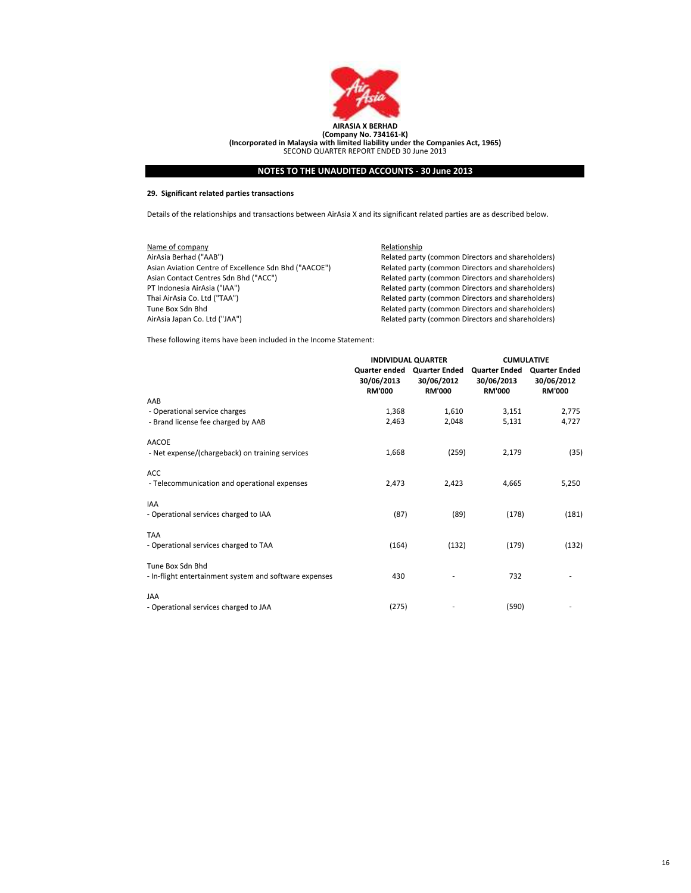**AIRASIA X BERHAD**
**(Company No. 734161-K)**
**(Incorporated in Malaysia with limited liability under the Companies Act, 1965)**
SECOND QUARTER REPORT ENDED 30 June 2013

## NOTES TO THE UNAUDITED ACCOUNTS - 30 June 2013

### 29. Significant related parties transactions

Details of the relationships and transactions between AirAsia X and its significant related parties are as described below.

| Name of company | Relationship |
|---|---|
| AirAsia Berhad ("AAB") | Related party (common Directors and shareholders) |
| Asian Aviation Centre of Excellence Sdn Bhd ("AACOE") | Related party (common Directors and shareholders) |
| Asian Contact Centres Sdn Bhd ("ACC") | Related party (common Directors and shareholders) |
| PT Indonesia AirAsia ("IAA") | Related party (common Directors and shareholders) |
| Thai AirAsia Co. Ltd ("TAA") | Related party (common Directors and shareholders) |
| Tune Box Sdn Bhd | Related party (common Directors and shareholders) |
| AirAsia Japan Co. Ltd ("JAA") | Related party (common Directors and shareholders) |

These following items have been included in the Income Statement:

| | INDIVIDUAL QUARTER | | CUMULATIVE | |
|---|---|---|---|---|
| | Quarter ended 30/06/2013 RM'000 | Quarter Ended 30/06/2012 RM'000 | Quarter Ended 30/06/2013 RM'000 | Quarter Ended 30/06/2012 RM'000 |
| AAB | | | | |
| - Operational service charges | 1,368 | 1,610 | 3,151 | 2,775 |
| - Brand license fee charged by AAB | 2,463 | 2,048 | 5,131 | 4,727 |
| AACOE | | | | |
| - Net expense/(chargeback) on training services | 1,668 | (259) | 2,179 | (35) |
| ACC | | | | |
| - Telecommunication and operational expenses | 2,473 | 2,423 | 4,665 | 5,250 |
| IAA | | | | |
| - Operational services charged to IAA | (87) | (89) | (178) | (181) |
| TAA | | | | |
| - Operational services charged to TAA | (164) | (132) | (179) | (132) |
| Tune Box Sdn Bhd | | | | |
| - In-flight entertainment system and software expenses | 430 | - | 732 | - |
| JAA | | | | |
| - Operational services charged to JAA | (275) | - | (590) | - |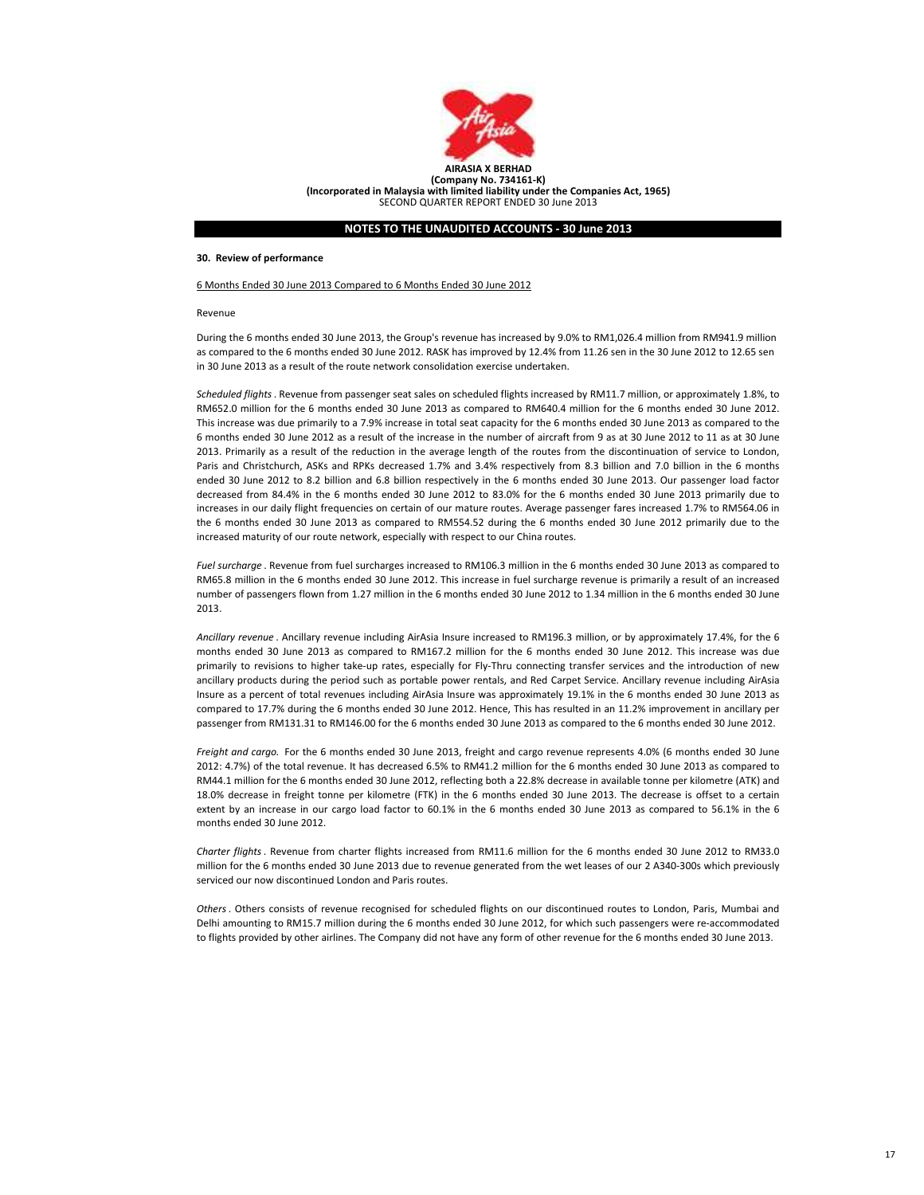**AIRASIA X BERHAD**
**(Company No. 734161-K)**
**(Incorporated in Malaysia with limited liability under the Companies Act, 1965)**
SECOND QUARTER REPORT ENDED 30 June 2013

**NOTES TO THE UNAUDITED ACCOUNTS - 30 June 2013**

**30. Review of performance**

6 Months Ended 30 June 2013 Compared to 6 Months Ended 30 June 2012

Revenue

During the 6 months ended 30 June 2013, the Group's revenue has increased by 9.0% to RM1,026.4 million from RM941.9 million as compared to the 6 months ended 30 June 2012. RASK has improved by 12.4% from 11.26 sen in the 30 June 2012 to 12.65 sen in 30 June 2013 as a result of the route network consolidation exercise undertaken.

*Scheduled flights* . Revenue from passenger seat sales on scheduled flights increased by RM11.7 million, or approximately 1.8%, to RM652.0 million for the 6 months ended 30 June 2013 as compared to RM640.4 million for the 6 months ended 30 June 2012. This increase was due primarily to a 7.9% increase in total seat capacity for the 6 months ended 30 June 2013 as compared to the 6 months ended 30 June 2012 as a result of the increase in the number of aircraft from 9 as at 30 June 2012 to 11 as at 30 June 2013. Primarily as a result of the reduction in the average length of the routes from the discontinuation of service to London, Paris and Christchurch, ASKs and RPKs decreased 1.7% and 3.4% respectively from 8.3 billion and 7.0 billion in the 6 months ended 30 June 2012 to 8.2 billion and 6.8 billion respectively in the 6 months ended 30 June 2013. Our passenger load factor decreased from 84.4% in the 6 months ended 30 June 2012 to 83.0% for the 6 months ended 30 June 2013 primarily due to increases in our daily flight frequencies on certain of our mature routes. Average passenger fares increased 1.7% to RM564.06 in the 6 months ended 30 June 2013 as compared to RM554.52 during the 6 months ended 30 June 2012 primarily due to the increased maturity of our route network, especially with respect to our China routes.

*Fuel surcharge* . Revenue from fuel surcharges increased to RM106.3 million in the 6 months ended 30 June 2013 as compared to RM65.8 million in the 6 months ended 30 June 2012. This increase in fuel surcharge revenue is primarily a result of an increased number of passengers flown from 1.27 million in the 6 months ended 30 June 2012 to 1.34 million in the 6 months ended 30 June 2013.

*Ancillary revenue* . Ancillary revenue including AirAsia Insure increased to RM196.3 million, or by approximately 17.4%, for the 6 months ended 30 June 2013 as compared to RM167.2 million for the 6 months ended 30 June 2012. This increase was due primarily to revisions to higher take-up rates, especially for Fly-Thru connecting transfer services and the introduction of new ancillary products during the period such as portable power rentals, and Red Carpet Service. Ancillary revenue including AirAsia Insure as a percent of total revenues including AirAsia Insure was approximately 19.1% in the 6 months ended 30 June 2013 as compared to 17.7% during the 6 months ended 30 June 2012. Hence, This has resulted in an 11.2% improvement in ancillary per passenger from RM131.31 to RM146.00 for the 6 months ended 30 June 2013 as compared to the 6 months ended 30 June 2012.

*Freight and cargo.* For the 6 months ended 30 June 2013, freight and cargo revenue represents 4.0% (6 months ended 30 June 2012: 4.7%) of the total revenue. It has decreased 6.5% to RM41.2 million for the 6 months ended 30 June 2013 as compared to RM44.1 million for the 6 months ended 30 June 2012, reflecting both a 22.8% decrease in available tonne per kilometre (ATK) and 18.0% decrease in freight tonne per kilometre (FTK) in the 6 months ended 30 June 2013. The decrease is offset to a certain extent by an increase in our cargo load factor to 60.1% in the 6 months ended 30 June 2013 as compared to 56.1% in the 6 months ended 30 June 2012.

*Charter flights* . Revenue from charter flights increased from RM11.6 million for the 6 months ended 30 June 2012 to RM33.0 million for the 6 months ended 30 June 2013 due to revenue generated from the wet leases of our 2 A340-300s which previously serviced our now discontinued London and Paris routes.

*Others* . Others consists of revenue recognised for scheduled flights on our discontinued routes to London, Paris, Mumbai and Delhi amounting to RM15.7 million during the 6 months ended 30 June 2012, for which such passengers were re-accommodated to flights provided by other airlines. The Company did not have any form of other revenue for the 6 months ended 30 June 2013.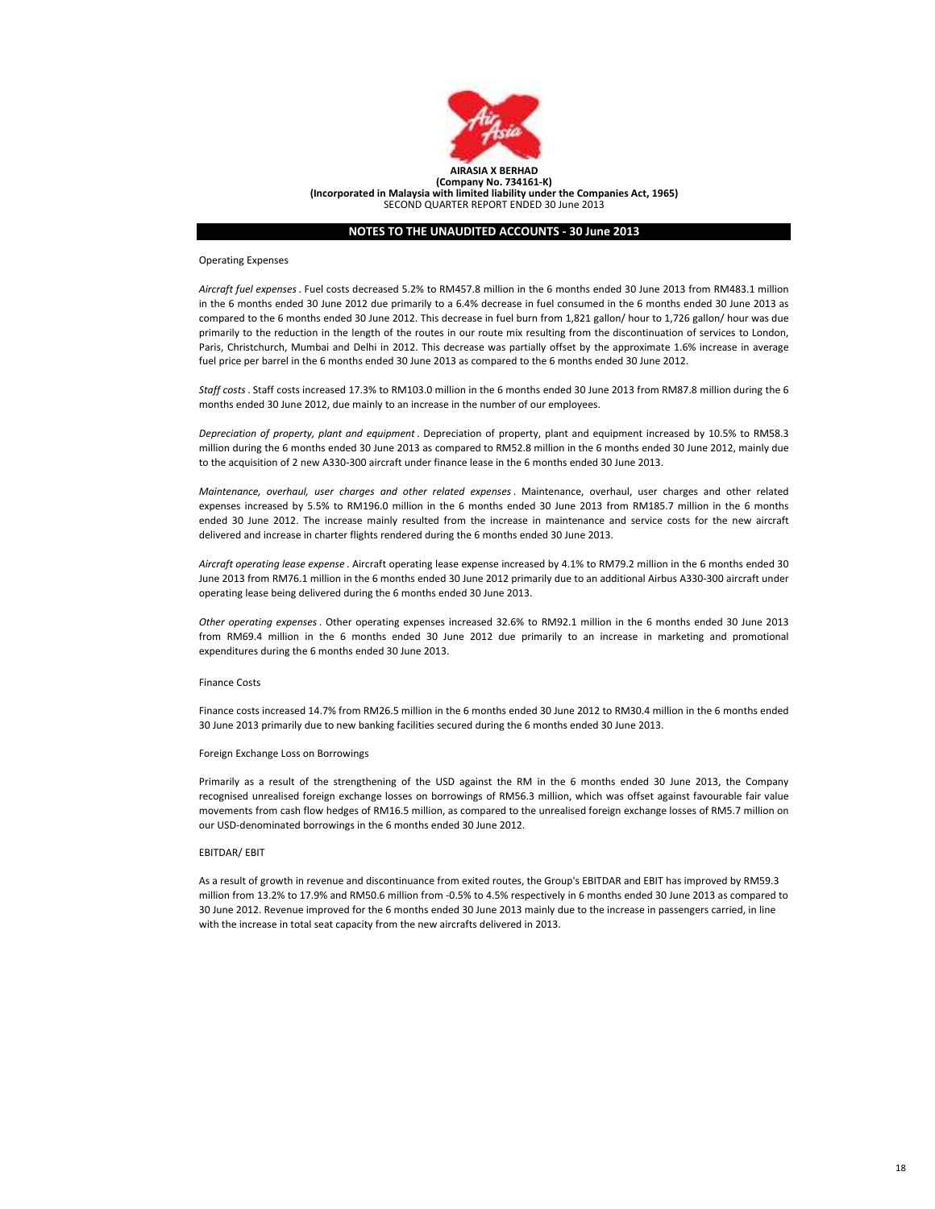**AIRASIA X BERHAD**
**(Company No. 734161-K)**
**(Incorporated in Malaysia with limited liability under the Companies Act, 1965)**
SECOND QUARTER REPORT ENDED 30 June 2013

## NOTES TO THE UNAUDITED ACCOUNTS - 30 June 2013

Operating Expenses

*Aircraft fuel expenses* . Fuel costs decreased 5.2% to RM457.8 million in the 6 months ended 30 June 2013 from RM483.1 million in the 6 months ended 30 June 2012 due primarily to a 6.4% decrease in fuel consumed in the 6 months ended 30 June 2013 as compared to the 6 months ended 30 June 2012. This decrease in fuel burn from 1,821 gallon/ hour to 1,726 gallon/ hour was due primarily to the reduction in the length of the routes in our route mix resulting from the discontinuation of services to London, Paris, Christchurch, Mumbai and Delhi in 2012. This decrease was partially offset by the approximate 1.6% increase in average fuel price per barrel in the 6 months ended 30 June 2013 as compared to the 6 months ended 30 June 2012.

*Staff costs* . Staff costs increased 17.3% to RM103.0 million in the 6 months ended 30 June 2013 from RM87.8 million during the 6 months ended 30 June 2012, due mainly to an increase in the number of our employees.

*Depreciation of property, plant and equipment* . Depreciation of property, plant and equipment increased by 10.5% to RM58.3 million during the 6 months ended 30 June 2013 as compared to RM52.8 million in the 6 months ended 30 June 2012, mainly due to the acquisition of 2 new A330-300 aircraft under finance lease in the 6 months ended 30 June 2013.

*Maintenance, overhaul, user charges and other related expenses* . Maintenance, overhaul, user charges and other related expenses increased by 5.5% to RM196.0 million in the 6 months ended 30 June 2013 from RM185.7 million in the 6 months ended 30 June 2012. The increase mainly resulted from the increase in maintenance and service costs for the new aircraft delivered and increase in charter flights rendered during the 6 months ended 30 June 2013.

*Aircraft operating lease expense* . Aircraft operating lease expense increased by 4.1% to RM79.2 million in the 6 months ended 30 June 2013 from RM76.1 million in the 6 months ended 30 June 2012 primarily due to an additional Airbus A330-300 aircraft under operating lease being delivered during the 6 months ended 30 June 2013.

*Other operating expenses* . Other operating expenses increased 32.6% to RM92.1 million in the 6 months ended 30 June 2013 from RM69.4 million in the 6 months ended 30 June 2012 due primarily to an increase in marketing and promotional expenditures during the 6 months ended 30 June 2013.

Finance Costs

Finance costs increased 14.7% from RM26.5 million in the 6 months ended 30 June 2012 to RM30.4 million in the 6 months ended 30 June 2013 primarily due to new banking facilities secured during the 6 months ended 30 June 2013.

Foreign Exchange Loss on Borrowings

Primarily as a result of the strengthening of the USD against the RM in the 6 months ended 30 June 2013, the Company recognised unrealised foreign exchange losses on borrowings of RM56.3 million, which was offset against favourable fair value movements from cash flow hedges of RM16.5 million, as compared to the unrealised foreign exchange losses of RM5.7 million on our USD-denominated borrowings in the 6 months ended 30 June 2012.

EBITDAR/ EBIT

As a result of growth in revenue and discontinuance from exited routes, the Group's EBITDAR and EBIT has improved by RM59.3 million from 13.2% to 17.9% and RM50.6 million from -0.5% to 4.5% respectively in 6 months ended 30 June 2013 as compared to 30 June 2012. Revenue improved for the 6 months ended 30 June 2013 mainly due to the increase in passengers carried, in line with the increase in total seat capacity from the new aircrafts delivered in 2013.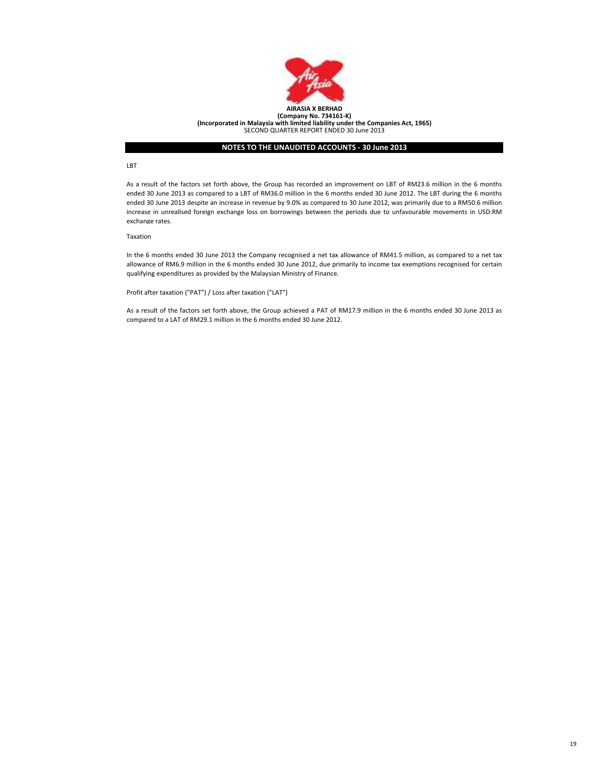## NOTES TO THE UNAUDITED ACCOUNTS - 30 June 2013

LBT

As a result of the factors set forth above, the Group has recorded an improvement on LBT of RM23.6 million in the 6 months ended 30 June 2013 as compared to a LBT of RM36.0 million in the 6 months ended 30 June 2012. The LBT during the 6 months ended 30 June 2013 despite an increase in revenue by 9.0% as compared to 30 June 2012, was primarily due to a RM50.6 million increase in unrealised foreign exchange loss on borrowings between the periods due to unfavourable movements in USD:RM exchange rates.

Taxation

In the 6 months ended 30 June 2013 the Company recognised a net tax allowance of RM41.5 million, as compared to a net tax allowance of RM6.9 million in the 6 months ended 30 June 2012, due primarily to income tax exemptions recognised for certain qualifying expenditures as provided by the Malaysian Ministry of Finance.

Profit after taxation ("PAT") / Loss after taxation ("LAT")

As a result of the factors set forth above, the Group achieved a PAT of RM17.9 million in the 6 months ended 30 June 2013 as compared to a LAT of RM29.1 million in the 6 months ended 30 June 2012.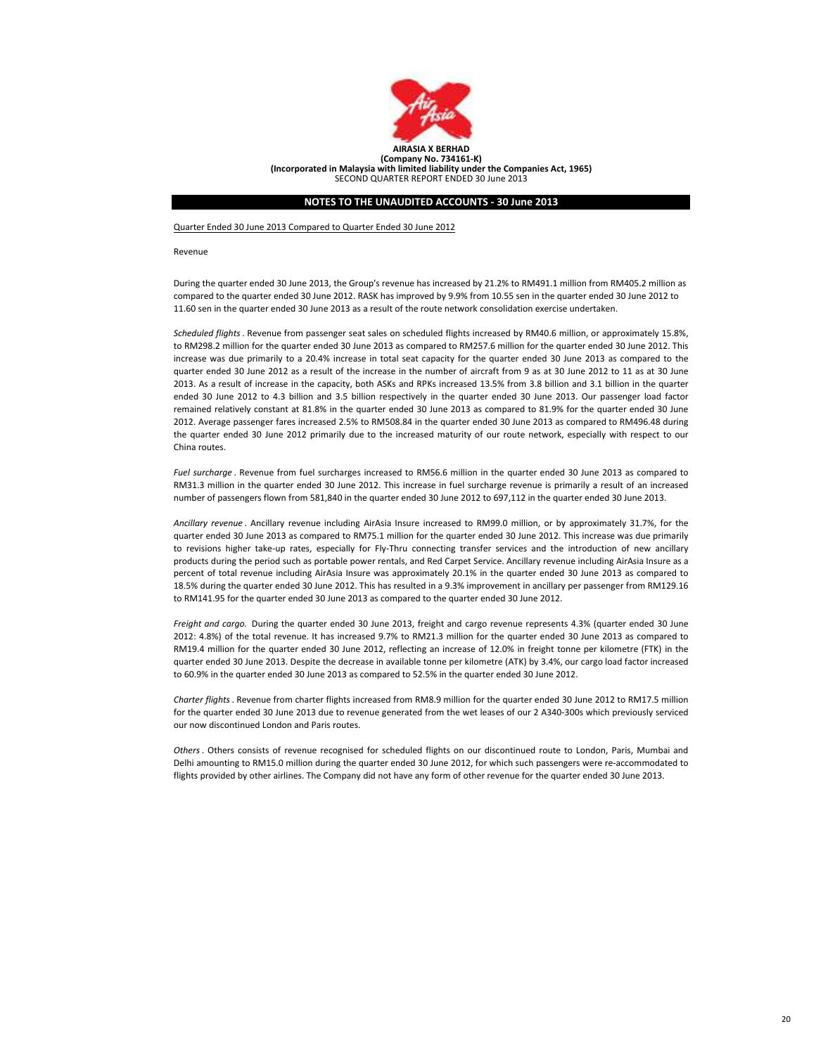**AIRASIA X BERHAD**
**(Company No. 734161-K)**
**(Incorporated in Malaysia with limited liability under the Companies Act, 1965)**
SECOND QUARTER REPORT ENDED 30 June 2013

## NOTES TO THE UNAUDITED ACCOUNTS - 30 June 2013

Quarter Ended 30 June 2013 Compared to Quarter Ended 30 June 2012

Revenue

During the quarter ended 30 June 2013, the Group's revenue has increased by 21.2% to RM491.1 million from RM405.2 million as compared to the quarter ended 30 June 2012. RASK has improved by 9.9% from 10.55 sen in the quarter ended 30 June 2012 to 11.60 sen in the quarter ended 30 June 2013 as a result of the route network consolidation exercise undertaken.

*Scheduled flights* . Revenue from passenger seat sales on scheduled flights increased by RM40.6 million, or approximately 15.8%, to RM298.2 million for the quarter ended 30 June 2013 as compared to RM257.6 million for the quarter ended 30 June 2012. This increase was due primarily to a 20.4% increase in total seat capacity for the quarter ended 30 June 2013 as compared to the quarter ended 30 June 2012 as a result of the increase in the number of aircraft from 9 as at 30 June 2012 to 11 as at 30 June 2013. As a result of increase in the capacity, both ASKs and RPKs increased 13.5% from 3.8 billion and 3.1 billion in the quarter ended 30 June 2012 to 4.3 billion and 3.5 billion respectively in the quarter ended 30 June 2013. Our passenger load factor remained relatively constant at 81.8% in the quarter ended 30 June 2013 as compared to 81.9% for the quarter ended 30 June 2012. Average passenger fares increased 2.5% to RM508.84 in the quarter ended 30 June 2013 as compared to RM496.48 during the quarter ended 30 June 2012 primarily due to the increased maturity of our route network, especially with respect to our China routes.

*Fuel surcharge* . Revenue from fuel surcharges increased to RM56.6 million in the quarter ended 30 June 2013 as compared to RM31.3 million in the quarter ended 30 June 2012. This increase in fuel surcharge revenue is primarily a result of an increased number of passengers flown from 581,840 in the quarter ended 30 June 2012 to 697,112 in the quarter ended 30 June 2013.

*Ancillary revenue* . Ancillary revenue including AirAsia Insure increased to RM99.0 million, or by approximately 31.7%, for the quarter ended 30 June 2013 as compared to RM75.1 million for the quarter ended 30 June 2012. This increase was due primarily to revisions higher take-up rates, especially for Fly-Thru connecting transfer services and the introduction of new ancillary products during the period such as portable power rentals, and Red Carpet Service. Ancillary revenue including AirAsia Insure as a percent of total revenue including AirAsia Insure was approximately 20.1% in the quarter ended 30 June 2013 as compared to 18.5% during the quarter ended 30 June 2012. This has resulted in a 9.3% improvement in ancillary per passenger from RM129.16 to RM141.95 for the quarter ended 30 June 2013 as compared to the quarter ended 30 June 2012.

*Freight and cargo.* During the quarter ended 30 June 2013, freight and cargo revenue represents 4.3% (quarter ended 30 June 2012: 4.8%) of the total revenue. It has increased 9.7% to RM21.3 million for the quarter ended 30 June 2013 as compared to RM19.4 million for the quarter ended 30 June 2012, reflecting an increase of 12.0% in freight tonne per kilometre (FTK) in the quarter ended 30 June 2013. Despite the decrease in available tonne per kilometre (ATK) by 3.4%, our cargo load factor increased to 60.9% in the quarter ended 30 June 2013 as compared to 52.5% in the quarter ended 30 June 2012.

*Charter flights* . Revenue from charter flights increased from RM8.9 million for the quarter ended 30 June 2012 to RM17.5 million for the quarter ended 30 June 2013 due to revenue generated from the wet leases of our 2 A340-300s which previously serviced our now discontinued London and Paris routes.

*Others* . Others consists of revenue recognised for scheduled flights on our discontinued route to London, Paris, Mumbai and Delhi amounting to RM15.0 million during the quarter ended 30 June 2012, for which such passengers were re-accommodated to flights provided by other airlines. The Company did not have any form of other revenue for the quarter ended 30 June 2013.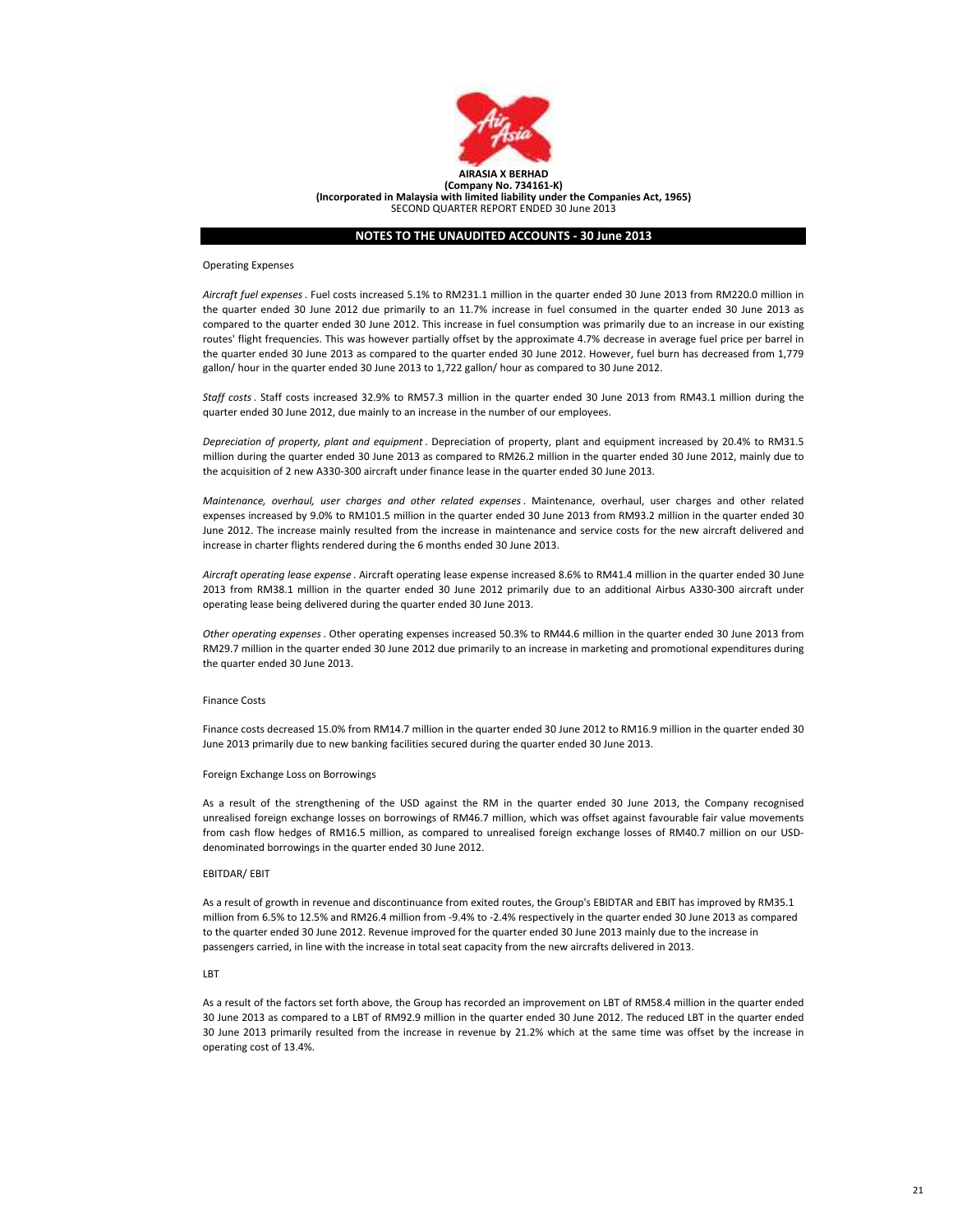**AIRASIA X BERHAD**
**(Company No. 734161-K)**
**(Incorporated in Malaysia with limited liability under the Companies Act, 1965)**
SECOND QUARTER REPORT ENDED 30 June 2013

## NOTES TO THE UNAUDITED ACCOUNTS - 30 June 2013

Operating Expenses

*Aircraft fuel expenses* . Fuel costs increased 5.1% to RM231.1 million in the quarter ended 30 June 2013 from RM220.0 million in the quarter ended 30 June 2012 due primarily to an 11.7% increase in fuel consumed in the quarter ended 30 June 2013 as compared to the quarter ended 30 June 2012. This increase in fuel consumption was primarily due to an increase in our existing routes' flight frequencies. This was however partially offset by the approximate 4.7% decrease in average fuel price per barrel in the quarter ended 30 June 2013 as compared to the quarter ended 30 June 2012. However, fuel burn has decreased from 1,779 gallon/ hour in the quarter ended 30 June 2013 to 1,722 gallon/ hour as compared to 30 June 2012.

*Staff costs* . Staff costs increased 32.9% to RM57.3 million in the quarter ended 30 June 2013 from RM43.1 million during the quarter ended 30 June 2012, due mainly to an increase in the number of our employees.

*Depreciation of property, plant and equipment* . Depreciation of property, plant and equipment increased by 20.4% to RM31.5 million during the quarter ended 30 June 2013 as compared to RM26.2 million in the quarter ended 30 June 2012, mainly due to the acquisition of 2 new A330-300 aircraft under finance lease in the quarter ended 30 June 2013.

*Maintenance, overhaul, user charges and other related expenses* . Maintenance, overhaul, user charges and other related expenses increased by 9.0% to RM101.5 million in the quarter ended 30 June 2013 from RM93.2 million in the quarter ended 30 June 2012. The increase mainly resulted from the increase in maintenance and service costs for the new aircraft delivered and increase in charter flights rendered during the 6 months ended 30 June 2013.

*Aircraft operating lease expense* . Aircraft operating lease expense increased 8.6% to RM41.4 million in the quarter ended 30 June 2013 from RM38.1 million in the quarter ended 30 June 2012 primarily due to an additional Airbus A330-300 aircraft under operating lease being delivered during the quarter ended 30 June 2013.

*Other operating expenses* . Other operating expenses increased 50.3% to RM44.6 million in the quarter ended 30 June 2013 from RM29.7 million in the quarter ended 30 June 2012 due primarily to an increase in marketing and promotional expenditures during the quarter ended 30 June 2013.

Finance Costs

Finance costs decreased 15.0% from RM14.7 million in the quarter ended 30 June 2012 to RM16.9 million in the quarter ended 30 June 2013 primarily due to new banking facilities secured during the quarter ended 30 June 2013.

Foreign Exchange Loss on Borrowings

As a result of the strengthening of the USD against the RM in the quarter ended 30 June 2013, the Company recognised unrealised foreign exchange losses on borrowings of RM46.7 million, which was offset against favourable fair value movements from cash flow hedges of RM16.5 million, as compared to unrealised foreign exchange losses of RM40.7 million on our USD-denominated borrowings in the quarter ended 30 June 2012.

EBITDAR/ EBIT

As a result of growth in revenue and discontinuance from exited routes, the Group's EBIDTAR and EBIT has improved by RM35.1 million from 6.5% to 12.5% and RM26.4 million from -9.4% to -2.4% respectively in the quarter ended 30 June 2013 as compared to the quarter ended 30 June 2012. Revenue improved for the quarter ended 30 June 2013 mainly due to the increase in passengers carried, in line with the increase in total seat capacity from the new aircrafts delivered in 2013.

LBT

As a result of the factors set forth above, the Group has recorded an improvement on LBT of RM58.4 million in the quarter ended 30 June 2013 as compared to a LBT of RM92.9 million in the quarter ended 30 June 2012. The reduced LBT in the quarter ended 30 June 2013 primarily resulted from the increase in revenue by 21.2% which at the same time was offset by the increase in operating cost of 13.4%.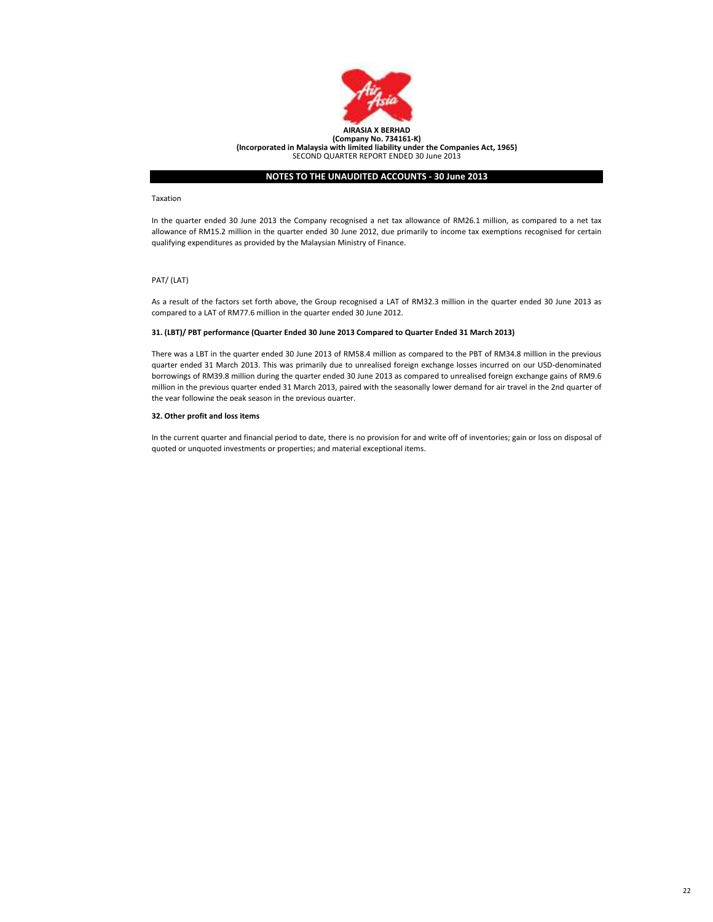## NOTES TO THE UNAUDITED ACCOUNTS - 30 June 2013

Taxation

In the quarter ended 30 June 2013 the Company recognised a net tax allowance of RM26.1 million, as compared to a net tax allowance of RM15.2 million in the quarter ended 30 June 2012, due primarily to income tax exemptions recognised for certain qualifying expenditures as provided by the Malaysian Ministry of Finance.

PAT/ (LAT)

As a result of the factors set forth above, the Group recognised a LAT of RM32.3 million in the quarter ended 30 June 2013 as compared to a LAT of RM77.6 million in the quarter ended 30 June 2012.

**31. (LBT)/ PBT performance (Quarter Ended 30 June 2013 Compared to Quarter Ended 31 March 2013)**

There was a LBT in the quarter ended 30 June 2013 of RM58.4 million as compared to the PBT of RM34.8 million in the previous quarter ended 31 March 2013. This was primarily due to unrealised foreign exchange losses incurred on our USD-denominated borrowings of RM39.8 million during the quarter ended 30 June 2013 as compared to unrealised foreign exchange gains of RM9.6 million in the previous quarter ended 31 March 2013, paired with the seasonally lower demand for air travel in the 2nd quarter of the year following the peak season in the previous quarter.

**32. Other profit and loss items**

In the current quarter and financial period to date, there is no provision for and write off of inventories; gain or loss on disposal of quoted or unquoted investments or properties; and material exceptional items.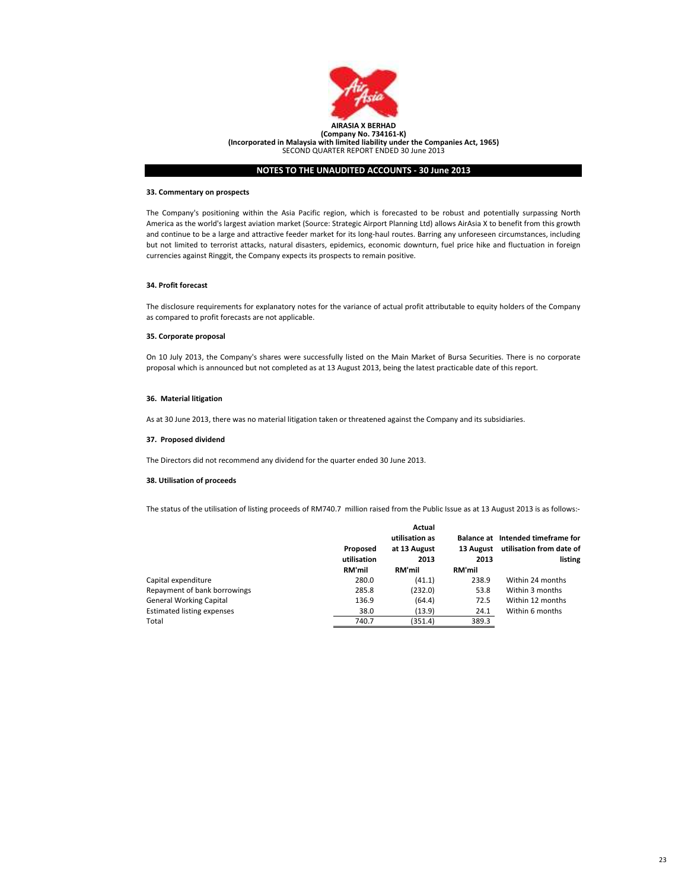**AIRASIA X BERHAD**
**(Company No. 734161-K)**
**(Incorporated in Malaysia with limited liability under the Companies Act, 1965)**
SECOND QUARTER REPORT ENDED 30 June 2013

## NOTES TO THE UNAUDITED ACCOUNTS - 30 June 2013

### 33. Commentary on prospects

The Company's positioning within the Asia Pacific region, which is forecasted to be robust and potentially surpassing North America as the world's largest aviation market (Source: Strategic Airport Planning Ltd) allows AirAsia X to benefit from this growth and continue to be a large and attractive feeder market for its long-haul routes. Barring any unforeseen circumstances, including but not limited to terrorist attacks, natural disasters, epidemics, economic downturn, fuel price hike and fluctuation in foreign currencies against Ringgit, the Company expects its prospects to remain positive.

### 34. Profit forecast

The disclosure requirements for explanatory notes for the variance of actual profit attributable to equity holders of the Company as compared to profit forecasts are not applicable.

### 35. Corporate proposal

On 10 July 2013, the Company's shares were successfully listed on the Main Market of Bursa Securities. There is no corporate proposal which is announced but not completed as at 13 August 2013, being the latest practicable date of this report.

### 36. Material litigation

As at 30 June 2013, there was no material litigation taken or threatened against the Company and its subsidiaries.

### 37. Proposed dividend

The Directors did not recommend any dividend for the quarter ended 30 June 2013.

### 38. Utilisation of proceeds

The status of the utilisation of listing proceeds of RM740.7 million raised from the Public Issue as at 13 August 2013 is as follows:-

| | Proposed utilisation | Actual utilisation as at 13 August 2013 | Balance at 13 August 2013 | Intended timeframe for utilisation from date of listing |
|---|---|---|---|---|
| | RM'mil | RM'mil | RM'mil | |
| Capital expenditure | 280.0 | (41.1) | 238.9 | Within 24 months |
| Repayment of bank borrowings | 285.8 | (232.0) | 53.8 | Within 3 months |
| General Working Capital | 136.9 | (64.4) | 72.5 | Within 12 months |
| Estimated listing expenses | 38.0 | (13.9) | 24.1 | Within 6 months |
| Total | 740.7 | (351.4) | 389.3 | |